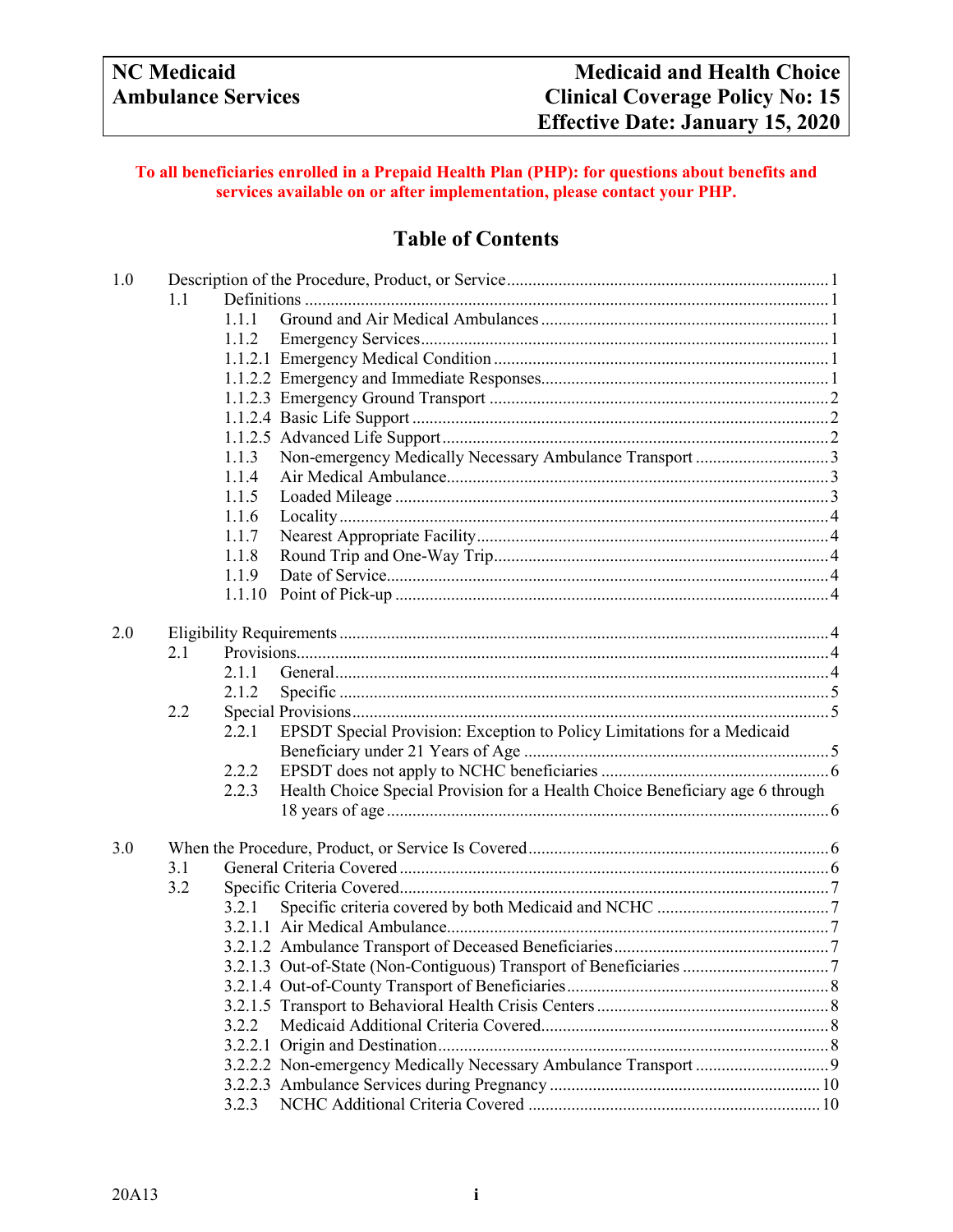| NC Medicaid | Medicaid and Health Choice |
| --- | --- |
| Ambulance Services | Clinical Coverage Policy No: 15 |
| | Effective Date: January 15, 2020 |

**To all beneficiaries enrolled in a Prepaid Health Plan (PHP): for questions about benefits and services available on or after implementation, please contact your PHP.**

# Table of Contents

- 1.0 Description of the Procedure, Product, or Service .......... 1
  - 1.1 Definitions .......... 1
    - 1.1.1 Ground and Air Medical Ambulances .......... 1
    - 1.1.2 Emergency Services .......... 1
    - 1.1.2.1 Emergency Medical Condition .......... 1
    - 1.1.2.2 Emergency and Immediate Responses .......... 1
    - 1.1.2.3 Emergency Ground Transport .......... 2
    - 1.1.2.4 Basic Life Support .......... 2
    - 1.1.2.5 Advanced Life Support .......... 2
    - 1.1.3 Non-emergency Medically Necessary Ambulance Transport .......... 3
    - 1.1.4 Air Medical Ambulance .......... 3
    - 1.1.5 Loaded Mileage .......... 3
    - 1.1.6 Locality .......... 4
    - 1.1.7 Nearest Appropriate Facility .......... 4
    - 1.1.8 Round Trip and One-Way Trip .......... 4
    - 1.1.9 Date of Service .......... 4
    - 1.1.10 Point of Pick-up .......... 4
- 2.0 Eligibility Requirements .......... 4
  - 2.1 Provisions .......... 4
    - 2.1.1 General .......... 4
    - 2.1.2 Specific .......... 5
  - 2.2 Special Provisions .......... 5
    - 2.2.1 EPSDT Special Provision: Exception to Policy Limitations for a Medicaid Beneficiary under 21 Years of Age .......... 5
    - 2.2.2 EPSDT does not apply to NCHC beneficiaries .......... 6
    - 2.2.3 Health Choice Special Provision for a Health Choice Beneficiary age 6 through 18 years of age .......... 6
- 3.0 When the Procedure, Product, or Service Is Covered .......... 6
  - 3.1 General Criteria Covered .......... 6
  - 3.2 Specific Criteria Covered .......... 7
    - 3.2.1 Specific criteria covered by both Medicaid and NCHC .......... 7
    - 3.2.1.1 Air Medical Ambulance .......... 7
    - 3.2.1.2 Ambulance Transport of Deceased Beneficiaries .......... 7
    - 3.2.1.3 Out-of-State (Non-Contiguous) Transport of Beneficiaries .......... 7
    - 3.2.1.4 Out-of-County Transport of Beneficiaries .......... 8
    - 3.2.1.5 Transport to Behavioral Health Crisis Centers .......... 8
    - 3.2.2 Medicaid Additional Criteria Covered .......... 8
    - 3.2.2.1 Origin and Destination .......... 8
    - 3.2.2.2 Non-emergency Medically Necessary Ambulance Transport .......... 9
    - 3.2.2.3 Ambulance Services during Pregnancy .......... 10
    - 3.2.3 NCHC Additional Criteria Covered .......... 10

20A13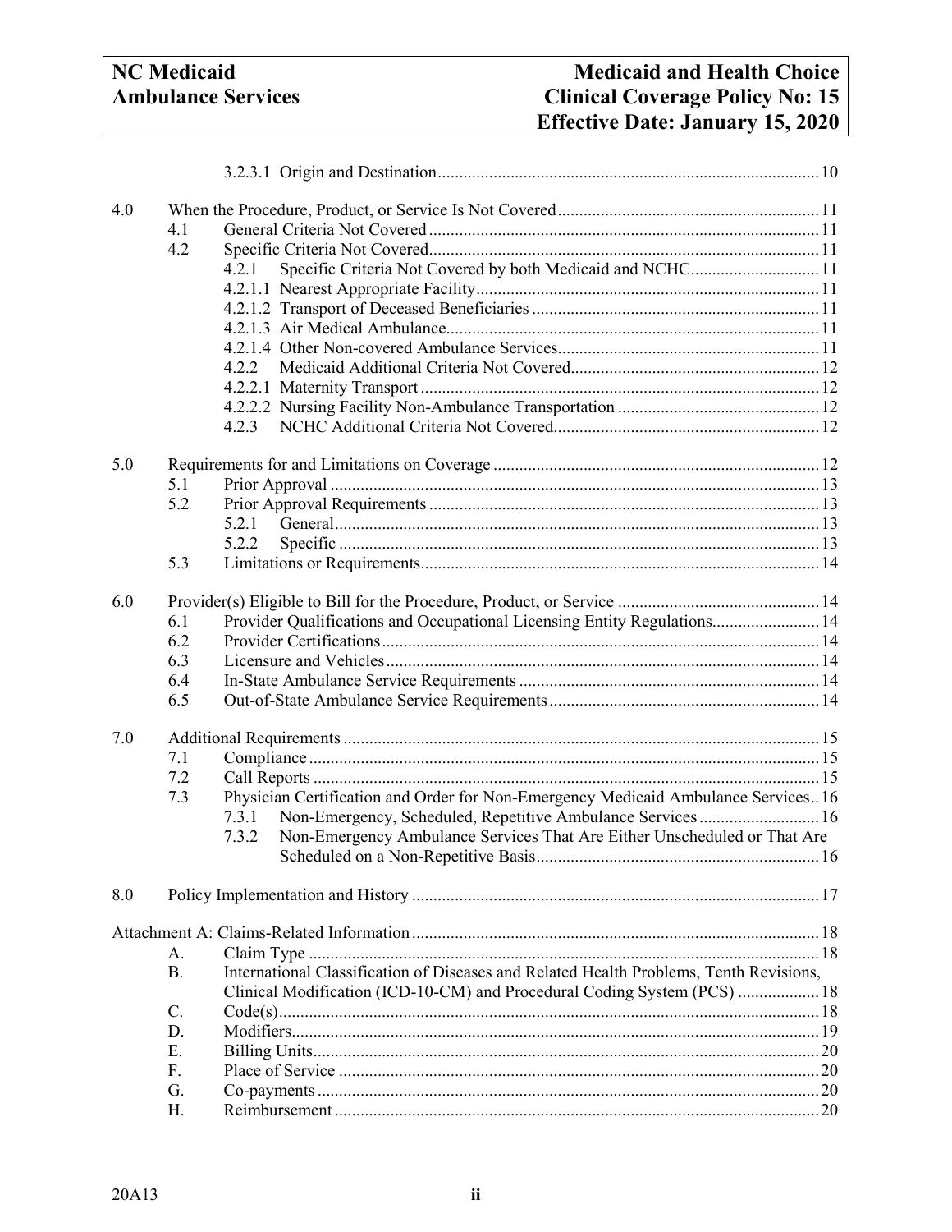3.2.3.1 Origin and Destination ........ 10

4.0 When the Procedure, Product, or Service Is Not Covered ........ 11
- 4.1 General Criteria Not Covered ........ 11
- 4.2 Specific Criteria Not Covered ........ 11
  - 4.2.1 Specific Criteria Not Covered by both Medicaid and NCHC ........ 11
  - 4.2.1.1 Nearest Appropriate Facility ........ 11
  - 4.2.1.2 Transport of Deceased Beneficiaries ........ 11
  - 4.2.1.3 Air Medical Ambulance ........ 11
  - 4.2.1.4 Other Non-covered Ambulance Services ........ 11
  - 4.2.2 Medicaid Additional Criteria Not Covered ........ 12
  - 4.2.2.1 Maternity Transport ........ 12
  - 4.2.2.2 Nursing Facility Non-Ambulance Transportation ........ 12
  - 4.2.3 NCHC Additional Criteria Not Covered ........ 12

5.0 Requirements for and Limitations on Coverage ........ 12
- 5.1 Prior Approval ........ 13
- 5.2 Prior Approval Requirements ........ 13
  - 5.2.1 General ........ 13
  - 5.2.2 Specific ........ 13
- 5.3 Limitations or Requirements ........ 14

6.0 Provider(s) Eligible to Bill for the Procedure, Product, or Service ........ 14
- 6.1 Provider Qualifications and Occupational Licensing Entity Regulations ........ 14
- 6.2 Provider Certifications ........ 14
- 6.3 Licensure and Vehicles ........ 14
- 6.4 In-State Ambulance Service Requirements ........ 14
- 6.5 Out-of-State Ambulance Service Requirements ........ 14

7.0 Additional Requirements ........ 15
- 7.1 Compliance ........ 15
- 7.2 Call Reports ........ 15
- 7.3 Physician Certification and Order for Non-Emergency Medicaid Ambulance Services ........ 16
  - 7.3.1 Non-Emergency, Scheduled, Repetitive Ambulance Services ........ 16
  - 7.3.2 Non-Emergency Ambulance Services That Are Either Unscheduled or That Are Scheduled on a Non-Repetitive Basis ........ 16

8.0 Policy Implementation and History ........ 17

Attachment A: Claims-Related Information ........ 18
- A. Claim Type ........ 18
- B. International Classification of Diseases and Related Health Problems, Tenth Revisions, Clinical Modification (ICD-10-CM) and Procedural Coding System (PCS) ........ 18
- C. Code(s) ........ 18
- D. Modifiers ........ 19
- E. Billing Units ........ 20
- F. Place of Service ........ 20
- G. Co-payments ........ 20
- H. Reimbursement ........ 20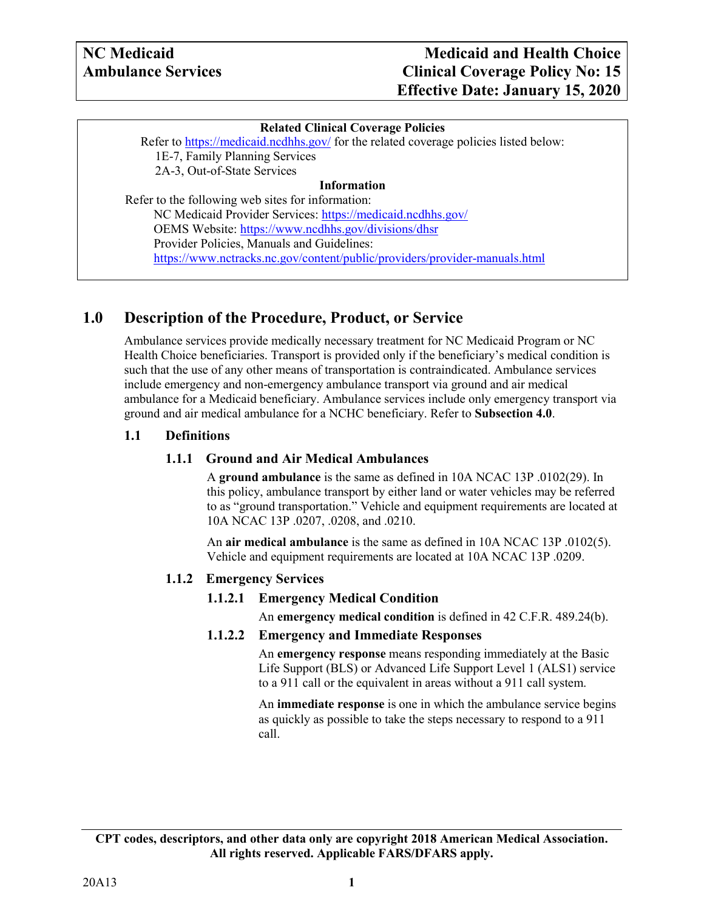**Related Clinical Coverage Policies**

Refer to https://medicaid.ncdhhs.gov/ for the related coverage policies listed below:

1E-7, Family Planning Services
2A-3, Out-of-State Services

**Information**

Refer to the following web sites for information:

NC Medicaid Provider Services: https://medicaid.ncdhhs.gov/
OEMS Website: https://www.ncdhhs.gov/divisions/dhsr
Provider Policies, Manuals and Guidelines:
https://www.nctracks.nc.gov/content/public/providers/provider-manuals.html

# 1.0 Description of the Procedure, Product, or Service

Ambulance services provide medically necessary treatment for NC Medicaid Program or NC Health Choice beneficiaries. Transport is provided only if the beneficiary's medical condition is such that the use of any other means of transportation is contraindicated. Ambulance services include emergency and non-emergency ambulance transport via ground and air medical ambulance for a Medicaid beneficiary. Ambulance services include only emergency transport via ground and air medical ambulance for a NCHC beneficiary. Refer to **Subsection 4.0**.

## 1.1 Definitions

### 1.1.1 Ground and Air Medical Ambulances

A **ground ambulance** is the same as defined in 10A NCAC 13P .0102(29). In this policy, ambulance transport by either land or water vehicles may be referred to as "ground transportation." Vehicle and equipment requirements are located at 10A NCAC 13P .0207, .0208, and .0210.

An **air medical ambulance** is the same as defined in 10A NCAC 13P .0102(5). Vehicle and equipment requirements are located at 10A NCAC 13P .0209.

### 1.1.2 Emergency Services

#### 1.1.2.1 Emergency Medical Condition

An **emergency medical condition** is defined in 42 C.F.R. 489.24(b).

#### 1.1.2.2 Emergency and Immediate Responses

An **emergency response** means responding immediately at the Basic Life Support (BLS) or Advanced Life Support Level 1 (ALS1) service to a 911 call or the equivalent in areas without a 911 call system.

An **immediate response** is one in which the ambulance service begins as quickly as possible to take the steps necessary to respond to a 911 call.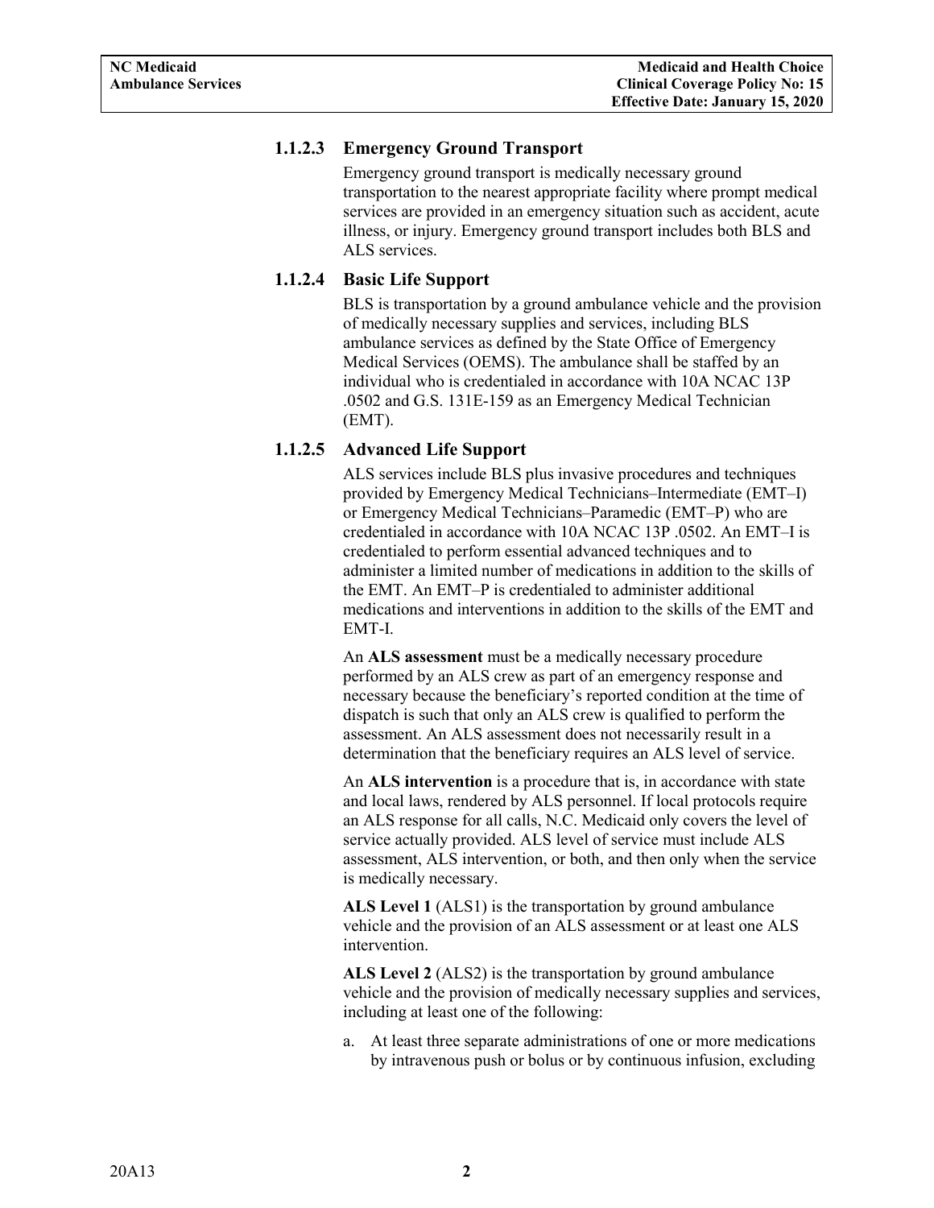#### 1.1.2.3 Emergency Ground Transport

Emergency ground transport is medically necessary ground transportation to the nearest appropriate facility where prompt medical services are provided in an emergency situation such as accident, acute illness, or injury. Emergency ground transport includes both BLS and ALS services.

#### 1.1.2.4 Basic Life Support

BLS is transportation by a ground ambulance vehicle and the provision of medically necessary supplies and services, including BLS ambulance services as defined by the State Office of Emergency Medical Services (OEMS). The ambulance shall be staffed by an individual who is credentialed in accordance with 10A NCAC 13P .0502 and G.S. 131E-159 as an Emergency Medical Technician (EMT).

#### 1.1.2.5 Advanced Life Support

ALS services include BLS plus invasive procedures and techniques provided by Emergency Medical Technicians–Intermediate (EMT–I) or Emergency Medical Technicians–Paramedic (EMT–P) who are credentialed in accordance with 10A NCAC 13P .0502. An EMT–I is credentialed to perform essential advanced techniques and to administer a limited number of medications in addition to the skills of the EMT. An EMT–P is credentialed to administer additional medications and interventions in addition to the skills of the EMT and EMT-I.

An **ALS assessment** must be a medically necessary procedure performed by an ALS crew as part of an emergency response and necessary because the beneficiary's reported condition at the time of dispatch is such that only an ALS crew is qualified to perform the assessment. An ALS assessment does not necessarily result in a determination that the beneficiary requires an ALS level of service.

An **ALS intervention** is a procedure that is, in accordance with state and local laws, rendered by ALS personnel. If local protocols require an ALS response for all calls, N.C. Medicaid only covers the level of service actually provided. ALS level of service must include ALS assessment, ALS intervention, or both, and then only when the service is medically necessary.

**ALS Level 1** (ALS1) is the transportation by ground ambulance vehicle and the provision of an ALS assessment or at least one ALS intervention.

**ALS Level 2** (ALS2) is the transportation by ground ambulance vehicle and the provision of medically necessary supplies and services, including at least one of the following:

a. At least three separate administrations of one or more medications by intravenous push or bolus or by continuous infusion, excluding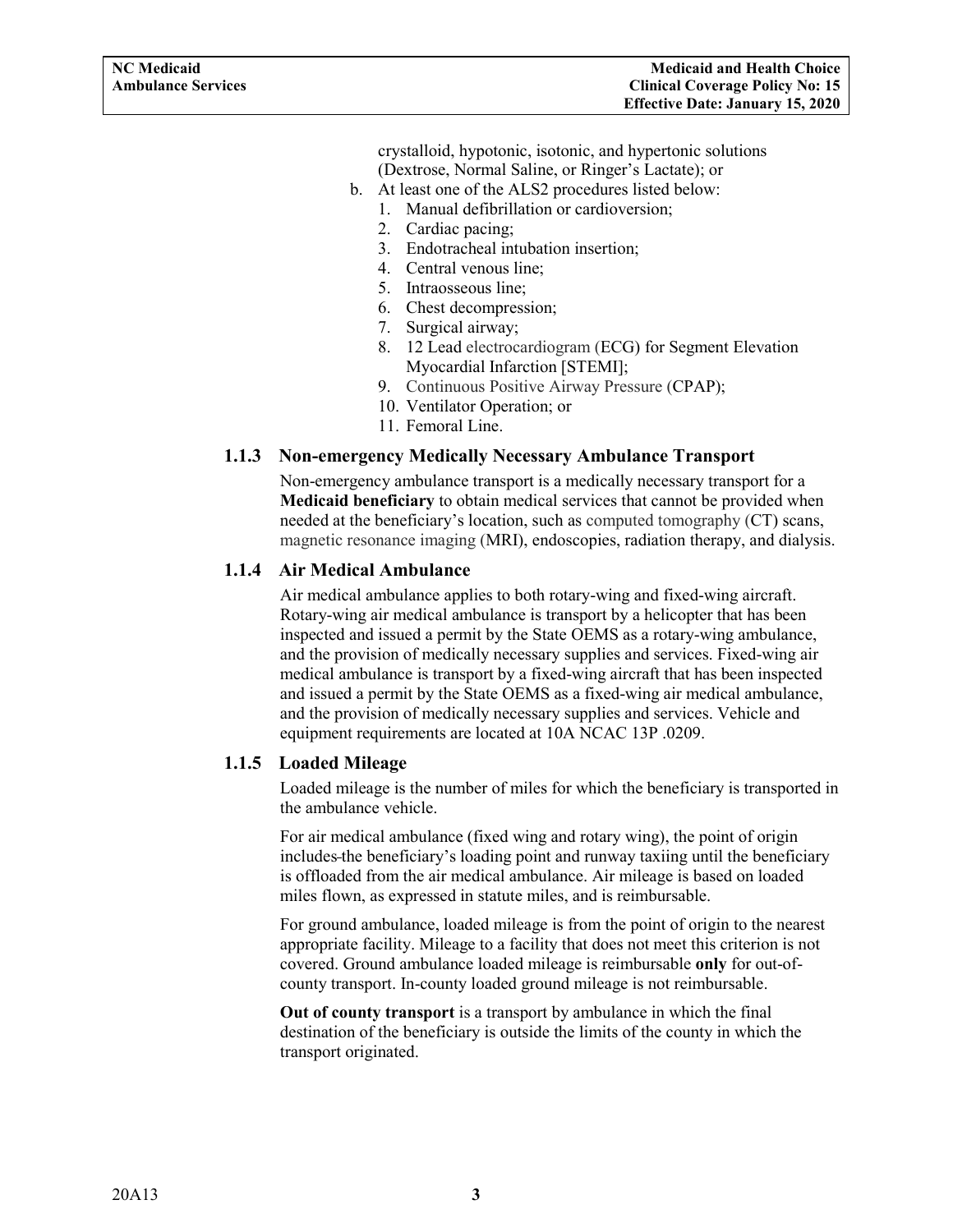crystalloid, hypotonic, isotonic, and hypertonic solutions (Dextrose, Normal Saline, or Ringer's Lactate); or

b. At least one of the ALS2 procedures listed below:
   1. Manual defibrillation or cardioversion;
   2. Cardiac pacing;
   3. Endotracheal intubation insertion;
   4. Central venous line;
   5. Intraosseous line;
   6. Chest decompression;
   7. Surgical airway;
   8. 12 Lead electrocardiogram (ECG) for Segment Elevation Myocardial Infarction [STEMI];
   9. Continuous Positive Airway Pressure (CPAP);
   10. Ventilator Operation; or
   11. Femoral Line.

### 1.1.3 Non-emergency Medically Necessary Ambulance Transport

Non-emergency ambulance transport is a medically necessary transport for a **Medicaid beneficiary** to obtain medical services that cannot be provided when needed at the beneficiary's location, such as computed tomography (CT) scans, magnetic resonance imaging (MRI), endoscopies, radiation therapy, and dialysis.

### 1.1.4 Air Medical Ambulance

Air medical ambulance applies to both rotary-wing and fixed-wing aircraft. Rotary-wing air medical ambulance is transport by a helicopter that has been inspected and issued a permit by the State OEMS as a rotary-wing ambulance, and the provision of medically necessary supplies and services. Fixed-wing air medical ambulance is transport by a fixed-wing aircraft that has been inspected and issued a permit by the State OEMS as a fixed-wing air medical ambulance, and the provision of medically necessary supplies and services. Vehicle and equipment requirements are located at 10A NCAC 13P .0209.

### 1.1.5 Loaded Mileage

Loaded mileage is the number of miles for which the beneficiary is transported in the ambulance vehicle.

For air medical ambulance (fixed wing and rotary wing), the point of origin includes the beneficiary's loading point and runway taxiing until the beneficiary is offloaded from the air medical ambulance. Air mileage is based on loaded miles flown, as expressed in statute miles, and is reimbursable.

For ground ambulance, loaded mileage is from the point of origin to the nearest appropriate facility. Mileage to a facility that does not meet this criterion is not covered. Ground ambulance loaded mileage is reimbursable **only** for out-of-county transport. In-county loaded ground mileage is not reimbursable.

**Out of county transport** is a transport by ambulance in which the final destination of the beneficiary is outside the limits of the county in which the transport originated.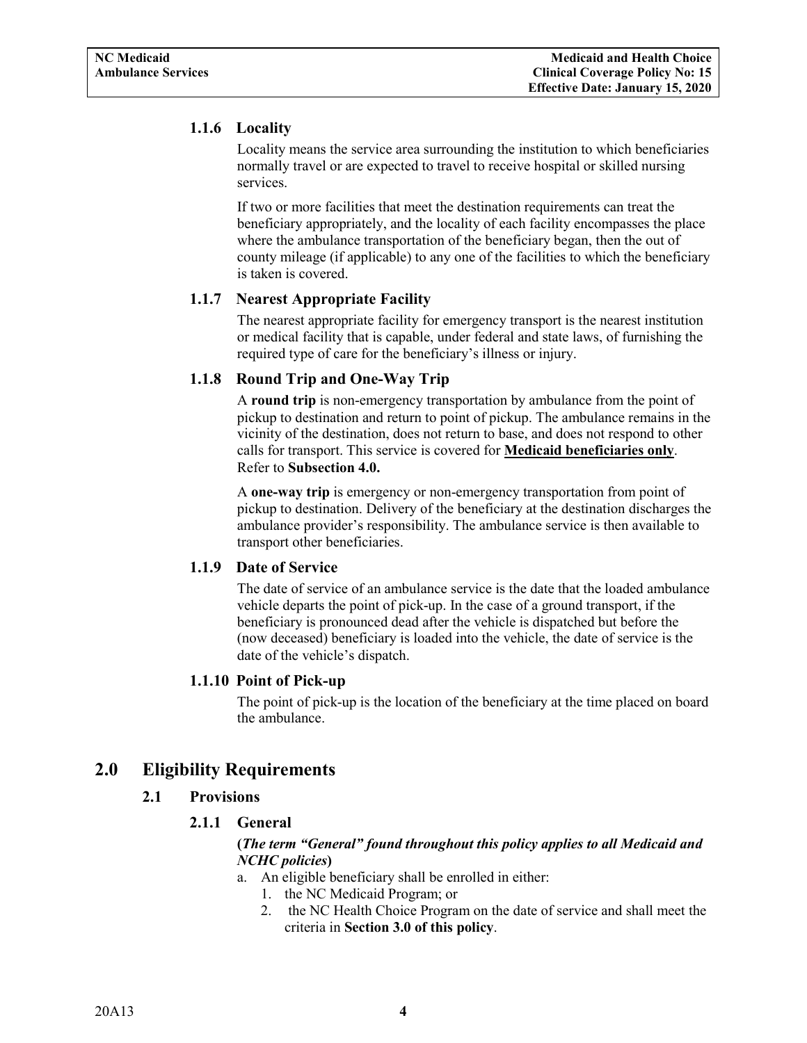### 1.1.6 Locality

Locality means the service area surrounding the institution to which beneficiaries normally travel or are expected to travel to receive hospital or skilled nursing services.

If two or more facilities that meet the destination requirements can treat the beneficiary appropriately, and the locality of each facility encompasses the place where the ambulance transportation of the beneficiary began, then the out of county mileage (if applicable) to any one of the facilities to which the beneficiary is taken is covered.

### 1.1.7 Nearest Appropriate Facility

The nearest appropriate facility for emergency transport is the nearest institution or medical facility that is capable, under federal and state laws, of furnishing the required type of care for the beneficiary's illness or injury.

### 1.1.8 Round Trip and One-Way Trip

A **round trip** is non-emergency transportation by ambulance from the point of pickup to destination and return to point of pickup. The ambulance remains in the vicinity of the destination, does not return to base, and does not respond to other calls for transport. This service is covered for **Medicaid beneficiaries only**. Refer to **Subsection 4.0.**

A **one-way trip** is emergency or non-emergency transportation from point of pickup to destination. Delivery of the beneficiary at the destination discharges the ambulance provider's responsibility. The ambulance service is then available to transport other beneficiaries.

### 1.1.9 Date of Service

The date of service of an ambulance service is the date that the loaded ambulance vehicle departs the point of pick-up. In the case of a ground transport, if the beneficiary is pronounced dead after the vehicle is dispatched but before the (now deceased) beneficiary is loaded into the vehicle, the date of service is the date of the vehicle's dispatch.

### 1.1.10 Point of Pick-up

The point of pick-up is the location of the beneficiary at the time placed on board the ambulance.

# 2.0 Eligibility Requirements

## 2.1 Provisions

### 2.1.1 General

**(*The term "General" found throughout this policy applies to all Medicaid and NCHC policies*)**

a. An eligible beneficiary shall be enrolled in either:
   1. the NC Medicaid Program; or
   2. the NC Health Choice Program on the date of service and shall meet the criteria in **Section 3.0 of this policy**.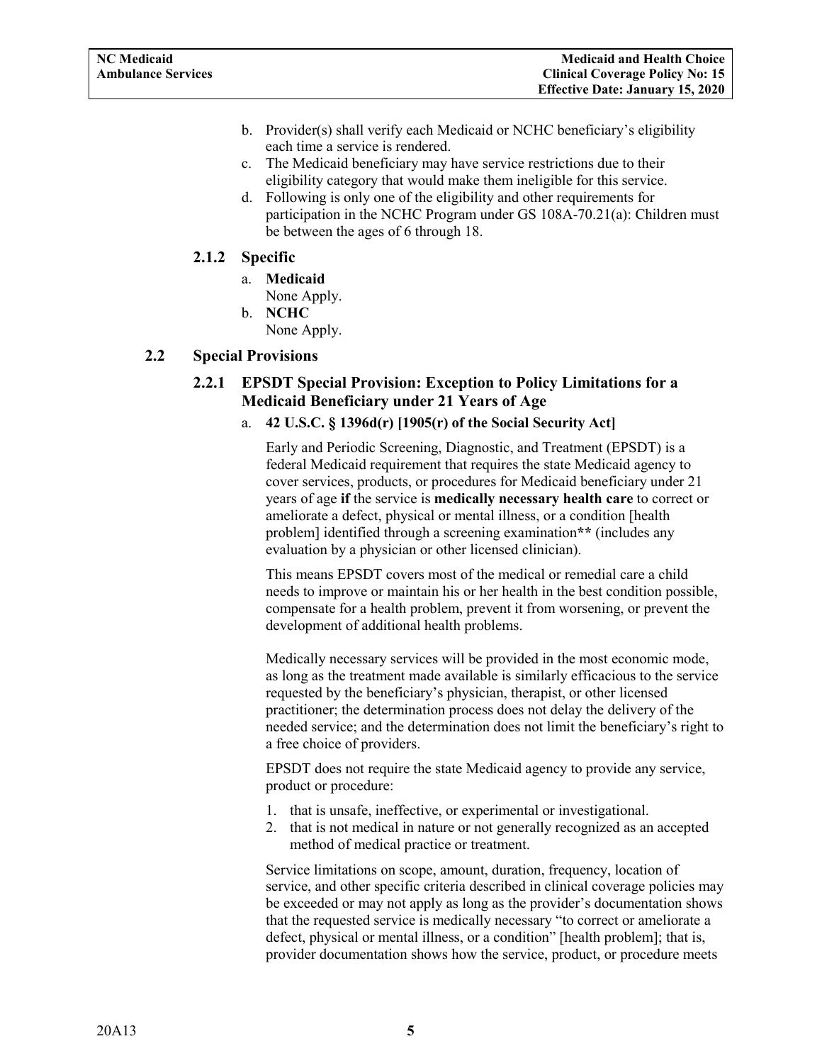b. Provider(s) shall verify each Medicaid or NCHC beneficiary's eligibility each time a service is rendered.
c. The Medicaid beneficiary may have service restrictions due to their eligibility category that would make them ineligible for this service.
d. Following is only one of the eligibility and other requirements for participation in the NCHC Program under GS 108A-70.21(a): Children must be between the ages of 6 through 18.

### 2.1.2 Specific

a. **Medicaid**
   None Apply.
b. **NCHC**
   None Apply.

## 2.2 Special Provisions

### 2.2.1 EPSDT Special Provision: Exception to Policy Limitations for a Medicaid Beneficiary under 21 Years of Age

a. **42 U.S.C. § 1396d(r) [1905(r) of the Social Security Act]**

Early and Periodic Screening, Diagnostic, and Treatment (EPSDT) is a federal Medicaid requirement that requires the state Medicaid agency to cover services, products, or procedures for Medicaid beneficiary under 21 years of age **if** the service is **medically necessary health care** to correct or ameliorate a defect, physical or mental illness, or a condition [health problem] identified through a screening examination**\*\*** (includes any evaluation by a physician or other licensed clinician).

This means EPSDT covers most of the medical or remedial care a child needs to improve or maintain his or her health in the best condition possible, compensate for a health problem, prevent it from worsening, or prevent the development of additional health problems.

Medically necessary services will be provided in the most economic mode, as long as the treatment made available is similarly efficacious to the service requested by the beneficiary's physician, therapist, or other licensed practitioner; the determination process does not delay the delivery of the needed service; and the determination does not limit the beneficiary's right to a free choice of providers.

EPSDT does not require the state Medicaid agency to provide any service, product or procedure:

1. that is unsafe, ineffective, or experimental or investigational.
2. that is not medical in nature or not generally recognized as an accepted method of medical practice or treatment.

Service limitations on scope, amount, duration, frequency, location of service, and other specific criteria described in clinical coverage policies may be exceeded or may not apply as long as the provider's documentation shows that the requested service is medically necessary "to correct or ameliorate a defect, physical or mental illness, or a condition" [health problem]; that is, provider documentation shows how the service, product, or procedure meets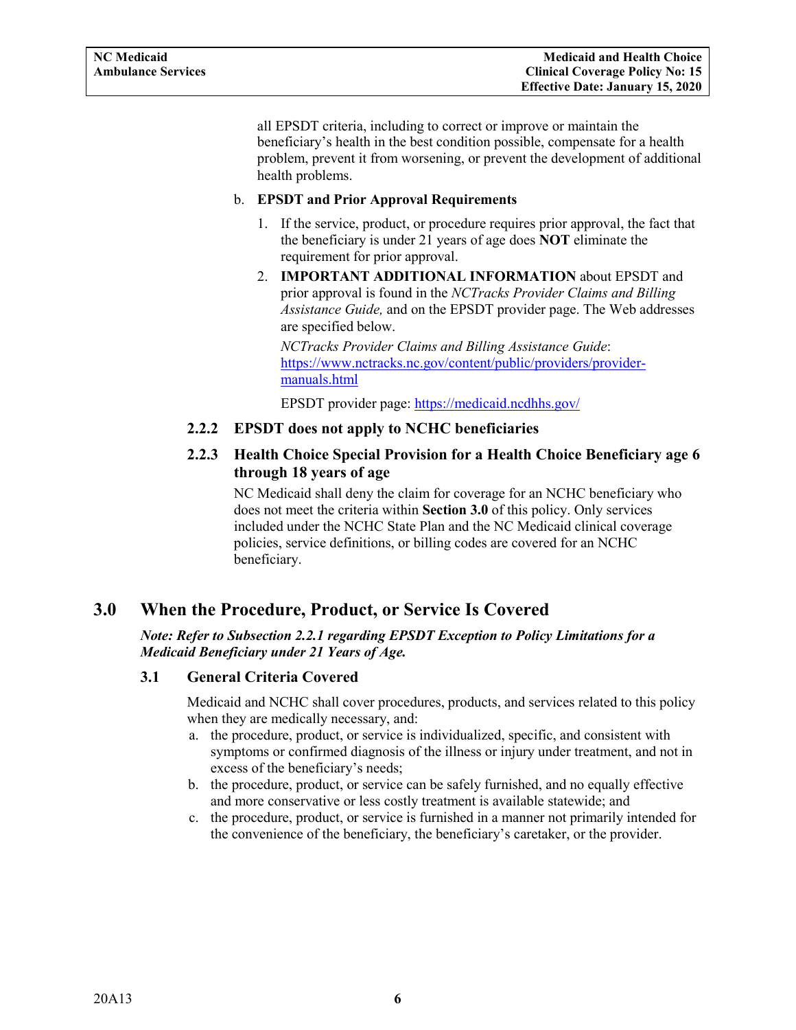all EPSDT criteria, including to correct or improve or maintain the beneficiary's health in the best condition possible, compensate for a health problem, prevent it from worsening, or prevent the development of additional health problems.

b. **EPSDT and Prior Approval Requirements**

   1. If the service, product, or procedure requires prior approval, the fact that the beneficiary is under 21 years of age does **NOT** eliminate the requirement for prior approval.
   2. **IMPORTANT ADDITIONAL INFORMATION** about EPSDT and prior approval is found in the *NCTracks Provider Claims and Billing Assistance Guide,* and on the EPSDT provider page. The Web addresses are specified below.

      *NCTracks Provider Claims and Billing Assistance Guide*: [https://www.nctracks.nc.gov/content/public/providers/provider-manuals.html](https://www.nctracks.nc.gov/content/public/providers/provider-manuals.html)

      EPSDT provider page: [https://medicaid.ncdhhs.gov/](https://medicaid.ncdhhs.gov/)

### 2.2.2 EPSDT does not apply to NCHC beneficiaries

### 2.2.3 Health Choice Special Provision for a Health Choice Beneficiary age 6 through 18 years of age

NC Medicaid shall deny the claim for coverage for an NCHC beneficiary who does not meet the criteria within **Section 3.0** of this policy. Only services included under the NCHC State Plan and the NC Medicaid clinical coverage policies, service definitions, or billing codes are covered for an NCHC beneficiary.

# 3.0 When the Procedure, Product, or Service Is Covered

***Note: Refer to Subsection 2.2.1 regarding EPSDT Exception to Policy Limitations for a Medicaid Beneficiary under 21 Years of Age.***

## 3.1 General Criteria Covered

Medicaid and NCHC shall cover procedures, products, and services related to this policy when they are medically necessary, and:

a. the procedure, product, or service is individualized, specific, and consistent with symptoms or confirmed diagnosis of the illness or injury under treatment, and not in excess of the beneficiary's needs;
b. the procedure, product, or service can be safely furnished, and no equally effective and more conservative or less costly treatment is available statewide; and
c. the procedure, product, or service is furnished in a manner not primarily intended for the convenience of the beneficiary, the beneficiary's caretaker, or the provider.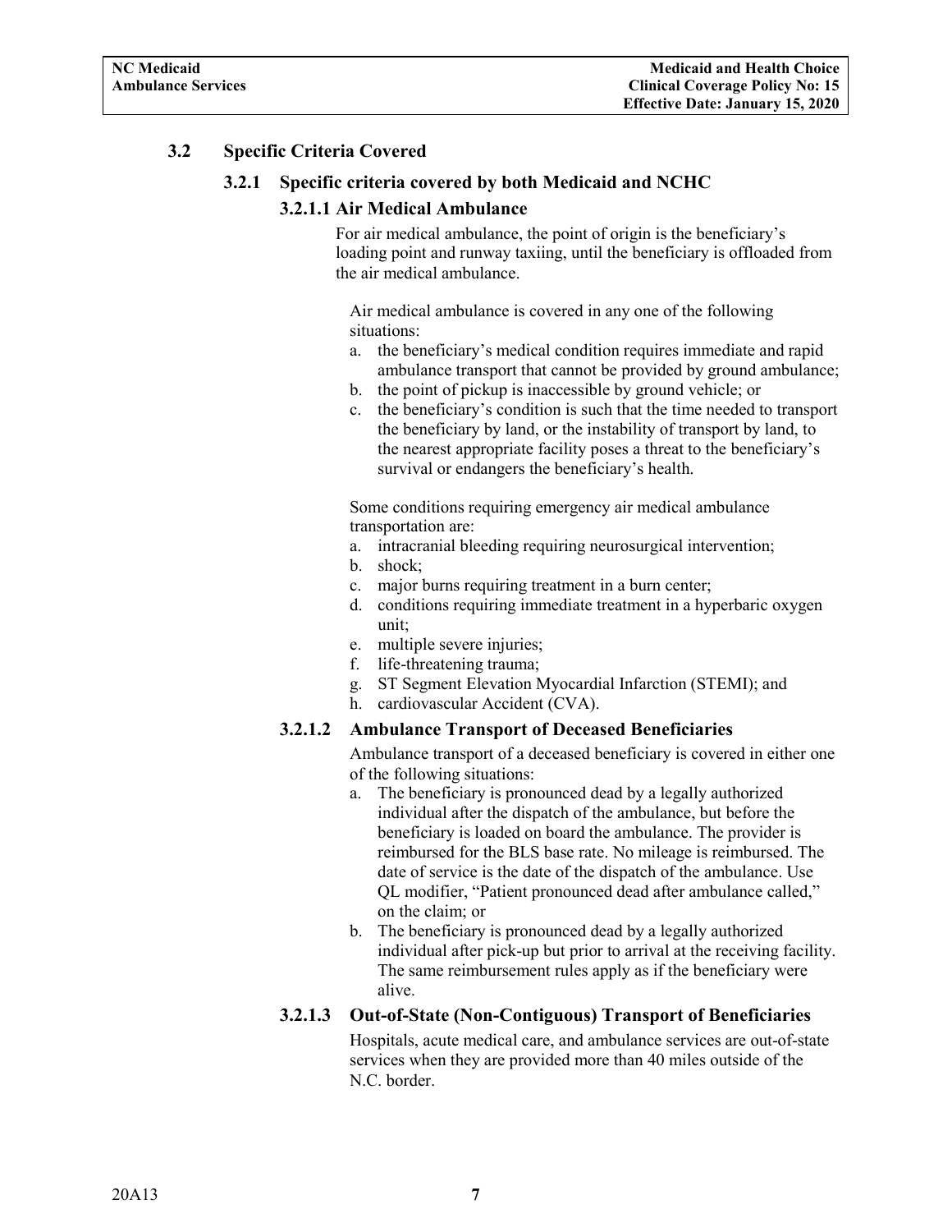## 3.2 Specific Criteria Covered

### 3.2.1 Specific criteria covered by both Medicaid and NCHC

#### 3.2.1.1 Air Medical Ambulance

For air medical ambulance, the point of origin is the beneficiary's loading point and runway taxiing, until the beneficiary is offloaded from the air medical ambulance.

Air medical ambulance is covered in any one of the following situations:

a. the beneficiary's medical condition requires immediate and rapid ambulance transport that cannot be provided by ground ambulance;
b. the point of pickup is inaccessible by ground vehicle; or
c. the beneficiary's condition is such that the time needed to transport the beneficiary by land, or the instability of transport by land, to the nearest appropriate facility poses a threat to the beneficiary's survival or endangers the beneficiary's health.

Some conditions requiring emergency air medical ambulance transportation are:

a. intracranial bleeding requiring neurosurgical intervention;
b. shock;
c. major burns requiring treatment in a burn center;
d. conditions requiring immediate treatment in a hyperbaric oxygen unit;
e. multiple severe injuries;
f. life-threatening trauma;
g. ST Segment Elevation Myocardial Infarction (STEMI); and
h. cardiovascular Accident (CVA).

#### 3.2.1.2 Ambulance Transport of Deceased Beneficiaries

Ambulance transport of a deceased beneficiary is covered in either one of the following situations:

a. The beneficiary is pronounced dead by a legally authorized individual after the dispatch of the ambulance, but before the beneficiary is loaded on board the ambulance. The provider is reimbursed for the BLS base rate. No mileage is reimbursed. The date of service is the date of the dispatch of the ambulance. Use QL modifier, "Patient pronounced dead after ambulance called," on the claim; or
b. The beneficiary is pronounced dead by a legally authorized individual after pick-up but prior to arrival at the receiving facility. The same reimbursement rules apply as if the beneficiary were alive.

#### 3.2.1.3 Out-of-State (Non-Contiguous) Transport of Beneficiaries

Hospitals, acute medical care, and ambulance services are out-of-state services when they are provided more than 40 miles outside of the N.C. border.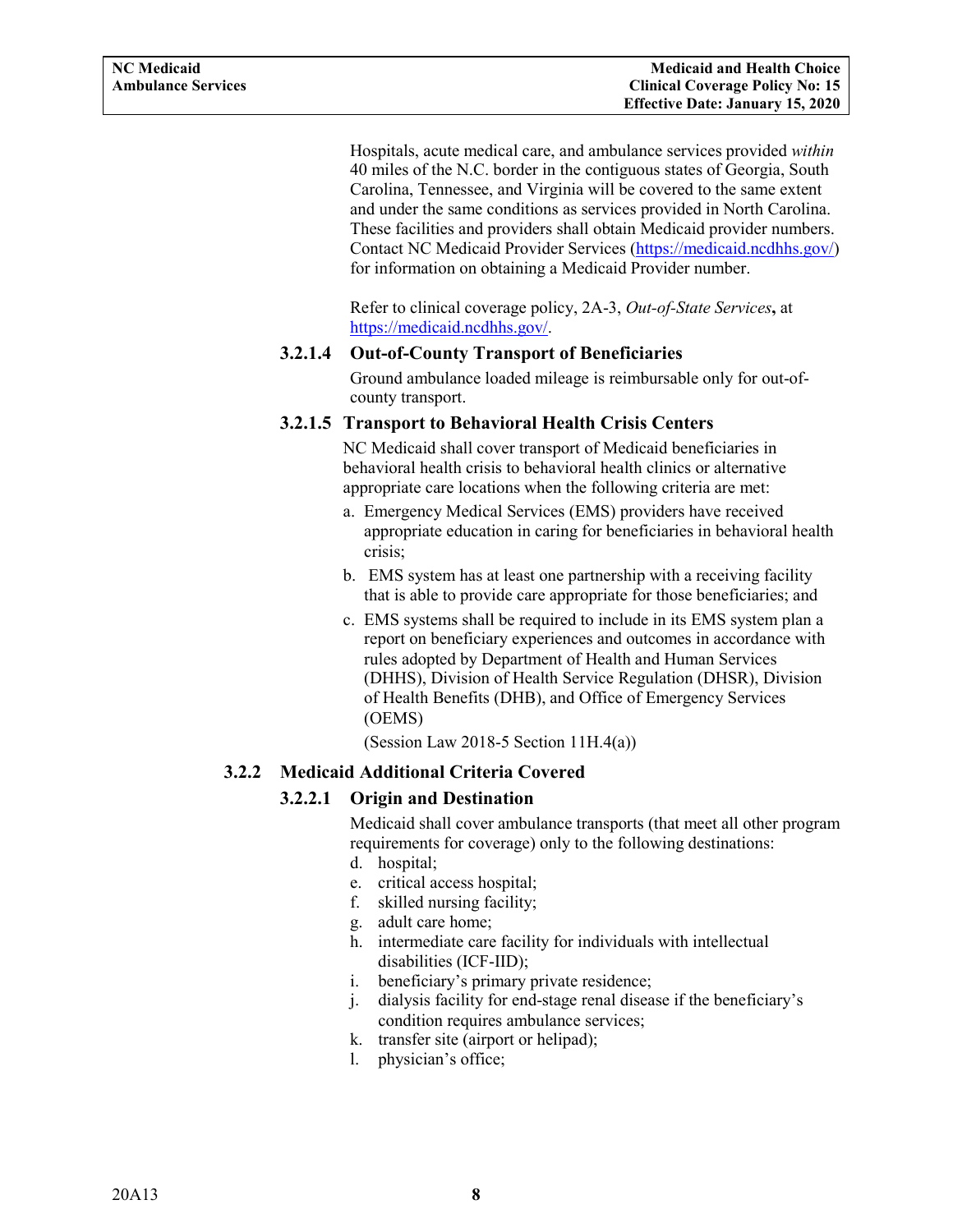Hospitals, acute medical care, and ambulance services provided *within* 40 miles of the N.C. border in the contiguous states of Georgia, South Carolina, Tennessee, and Virginia will be covered to the same extent and under the same conditions as services provided in North Carolina. These facilities and providers shall obtain Medicaid provider numbers. Contact NC Medicaid Provider Services (https://medicaid.ncdhhs.gov/) for information on obtaining a Medicaid Provider number.

Refer to clinical coverage policy, 2A-3, *Out-of-State Services*, at https://medicaid.ncdhhs.gov/.

#### 3.2.1.4 Out-of-County Transport of Beneficiaries

Ground ambulance loaded mileage is reimbursable only for out-of-county transport.

#### 3.2.1.5 Transport to Behavioral Health Crisis Centers

NC Medicaid shall cover transport of Medicaid beneficiaries in behavioral health crisis to behavioral health clinics or alternative appropriate care locations when the following criteria are met:

a. Emergency Medical Services (EMS) providers have received appropriate education in caring for beneficiaries in behavioral health crisis;
b. EMS system has at least one partnership with a receiving facility that is able to provide care appropriate for those beneficiaries; and
c. EMS systems shall be required to include in its EMS system plan a report on beneficiary experiences and outcomes in accordance with rules adopted by Department of Health and Human Services (DHHS), Division of Health Service Regulation (DHSR), Division of Health Benefits (DHB), and Office of Emergency Services (OEMS)

(Session Law 2018-5 Section 11H.4(a))

### 3.2.2 Medicaid Additional Criteria Covered

#### 3.2.2.1 Origin and Destination

Medicaid shall cover ambulance transports (that meet all other program requirements for coverage) only to the following destinations:

d. hospital;
e. critical access hospital;
f. skilled nursing facility;
g. adult care home;
h. intermediate care facility for individuals with intellectual disabilities (ICF-IID);
i. beneficiary's primary private residence;
j. dialysis facility for end-stage renal disease if the beneficiary's condition requires ambulance services;
k. transfer site (airport or helipad);
l. physician's office;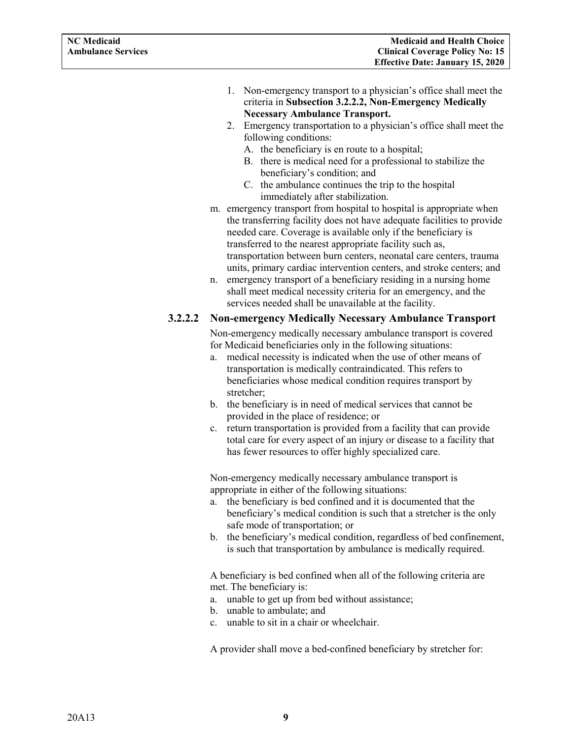1. Non-emergency transport to a physician's office shall meet the criteria in **Subsection 3.2.2.2, Non-Emergency Medically Necessary Ambulance Transport.**
2. Emergency transportation to a physician's office shall meet the following conditions:
   - A. the beneficiary is en route to a hospital;
   - B. there is medical need for a professional to stabilize the beneficiary's condition; and
   - C. the ambulance continues the trip to the hospital immediately after stabilization.

m. emergency transport from hospital to hospital is appropriate when the transferring facility does not have adequate facilities to provide needed care. Coverage is available only if the beneficiary is transferred to the nearest appropriate facility such as, transportation between burn centers, neonatal care centers, trauma units, primary cardiac intervention centers, and stroke centers; and

n. emergency transport of a beneficiary residing in a nursing home shall meet medical necessity criteria for an emergency, and the services needed shall be unavailable at the facility.

#### 3.2.2.2 Non-emergency Medically Necessary Ambulance Transport

Non-emergency medically necessary ambulance transport is covered for Medicaid beneficiaries only in the following situations:

a. medical necessity is indicated when the use of other means of transportation is medically contraindicated. This refers to beneficiaries whose medical condition requires transport by stretcher;
b. the beneficiary is in need of medical services that cannot be provided in the place of residence; or
c. return transportation is provided from a facility that can provide total care for every aspect of an injury or disease to a facility that has fewer resources to offer highly specialized care.

Non-emergency medically necessary ambulance transport is appropriate in either of the following situations:

a. the beneficiary is bed confined and it is documented that the beneficiary's medical condition is such that a stretcher is the only safe mode of transportation; or
b. the beneficiary's medical condition, regardless of bed confinement, is such that transportation by ambulance is medically required.

A beneficiary is bed confined when all of the following criteria are met. The beneficiary is:

a. unable to get up from bed without assistance;
b. unable to ambulate; and
c. unable to sit in a chair or wheelchair.

A provider shall move a bed-confined beneficiary by stretcher for: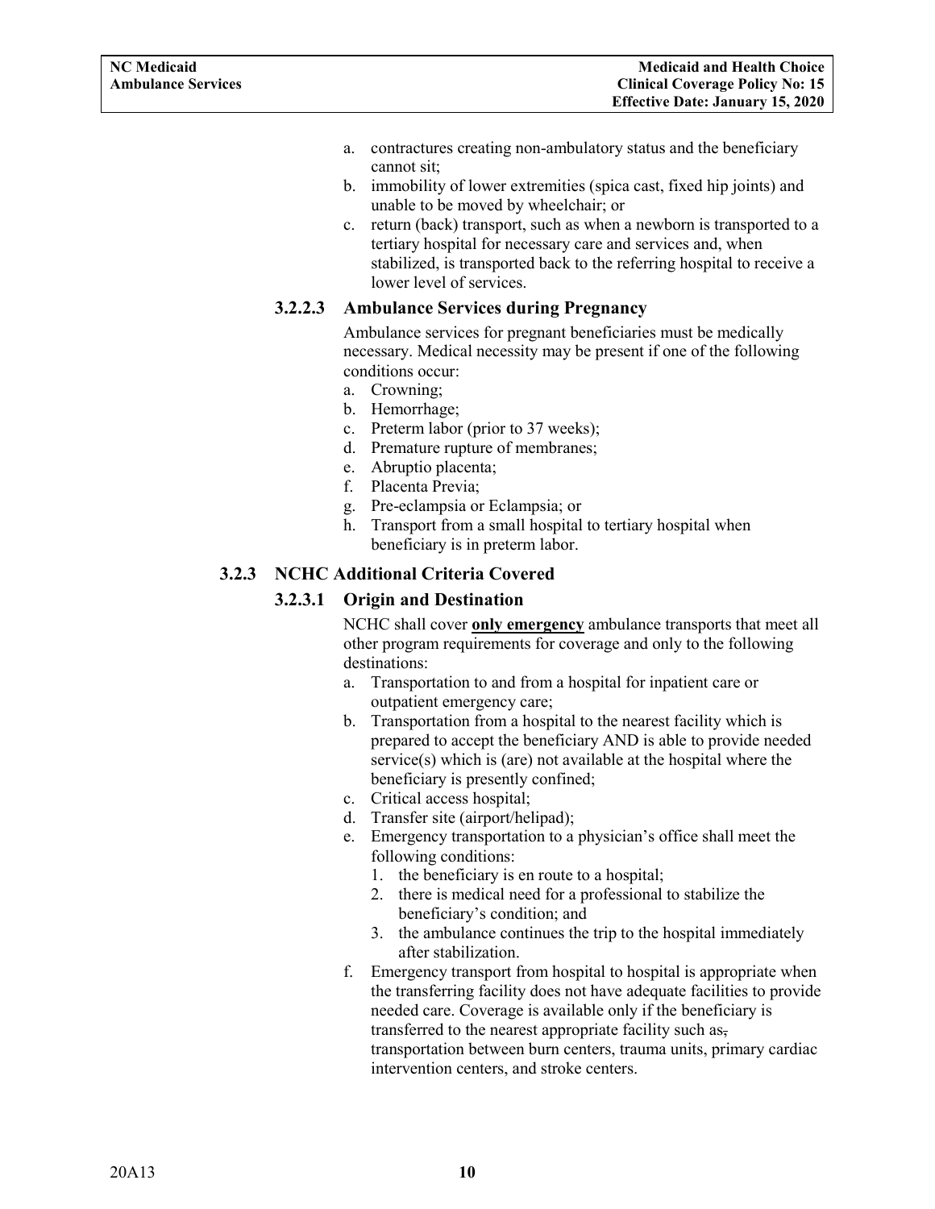a. contractures creating non-ambulatory status and the beneficiary cannot sit;
b. immobility of lower extremities (spica cast, fixed hip joints) and unable to be moved by wheelchair; or
c. return (back) transport, such as when a newborn is transported to a tertiary hospital for necessary care and services and, when stabilized, is transported back to the referring hospital to receive a lower level of services.

#### 3.2.2.3 Ambulance Services during Pregnancy

Ambulance services for pregnant beneficiaries must be medically necessary. Medical necessity may be present if one of the following conditions occur:

a. Crowning;
b. Hemorrhage;
c. Preterm labor (prior to 37 weeks);
d. Premature rupture of membranes;
e. Abruptio placenta;
f. Placenta Previa;
g. Pre-eclampsia or Eclampsia; or
h. Transport from a small hospital to tertiary hospital when beneficiary is in preterm labor.

### 3.2.3 NCHC Additional Criteria Covered

#### 3.2.3.1 Origin and Destination

NCHC shall cover **only emergency** ambulance transports that meet all other program requirements for coverage and only to the following destinations:

a. Transportation to and from a hospital for inpatient care or outpatient emergency care;
b. Transportation from a hospital to the nearest facility which is prepared to accept the beneficiary AND is able to provide needed service(s) which is (are) not available at the hospital where the beneficiary is presently confined;
c. Critical access hospital;
d. Transfer site (airport/helipad);
e. Emergency transportation to a physician's office shall meet the following conditions:
   1. the beneficiary is en route to a hospital;
   2. there is medical need for a professional to stabilize the beneficiary's condition; and
   3. the ambulance continues the trip to the hospital immediately after stabilization.
f. Emergency transport from hospital to hospital is appropriate when the transferring facility does not have adequate facilities to provide needed care. Coverage is available only if the beneficiary is transferred to the nearest appropriate facility such as, transportation between burn centers, trauma units, primary cardiac intervention centers, and stroke centers.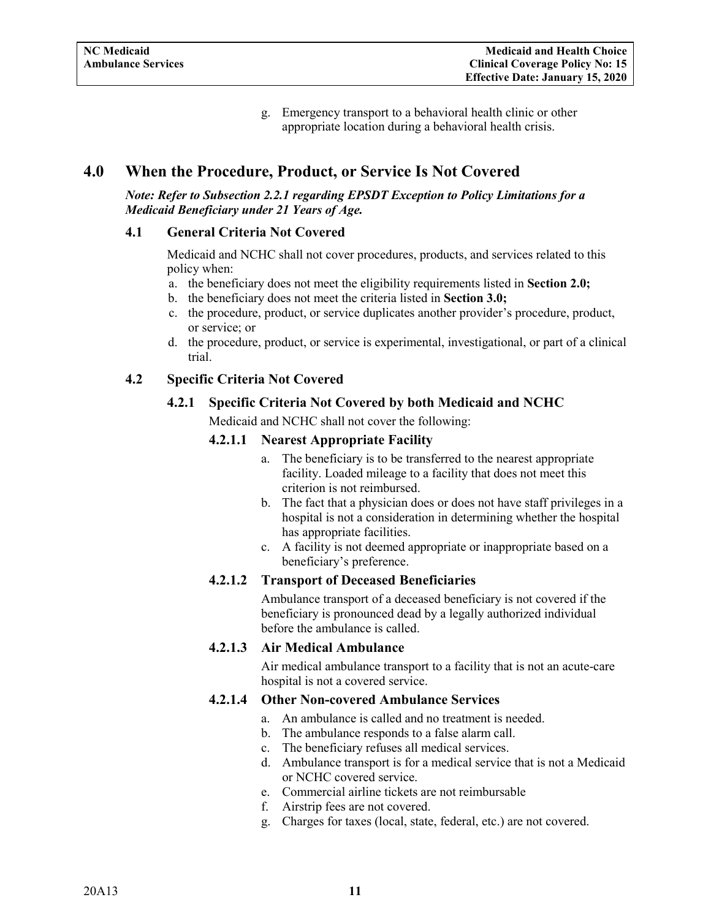g. Emergency transport to a behavioral health clinic or other appropriate location during a behavioral health crisis.

# 4.0 When the Procedure, Product, or Service Is Not Covered

***Note: Refer to Subsection 2.2.1 regarding EPSDT Exception to Policy Limitations for a Medicaid Beneficiary under 21 Years of Age.***

## 4.1 General Criteria Not Covered

Medicaid and NCHC shall not cover procedures, products, and services related to this policy when:

a. the beneficiary does not meet the eligibility requirements listed in **Section 2.0;**
b. the beneficiary does not meet the criteria listed in **Section 3.0;**
c. the procedure, product, or service duplicates another provider's procedure, product, or service; or
d. the procedure, product, or service is experimental, investigational, or part of a clinical trial.

## 4.2 Specific Criteria Not Covered

### 4.2.1 Specific Criteria Not Covered by both Medicaid and NCHC

Medicaid and NCHC shall not cover the following:

#### 4.2.1.1 Nearest Appropriate Facility

a. The beneficiary is to be transferred to the nearest appropriate facility. Loaded mileage to a facility that does not meet this criterion is not reimbursed.
b. The fact that a physician does or does not have staff privileges in a hospital is not a consideration in determining whether the hospital has appropriate facilities.
c. A facility is not deemed appropriate or inappropriate based on a beneficiary's preference.

#### 4.2.1.2 Transport of Deceased Beneficiaries

Ambulance transport of a deceased beneficiary is not covered if the beneficiary is pronounced dead by a legally authorized individual before the ambulance is called.

#### 4.2.1.3 Air Medical Ambulance

Air medical ambulance transport to a facility that is not an acute-care hospital is not a covered service.

#### 4.2.1.4 Other Non-covered Ambulance Services

a. An ambulance is called and no treatment is needed.
b. The ambulance responds to a false alarm call.
c. The beneficiary refuses all medical services.
d. Ambulance transport is for a medical service that is not a Medicaid or NCHC covered service.
e. Commercial airline tickets are not reimbursable
f. Airstrip fees are not covered.
g. Charges for taxes (local, state, federal, etc.) are not covered.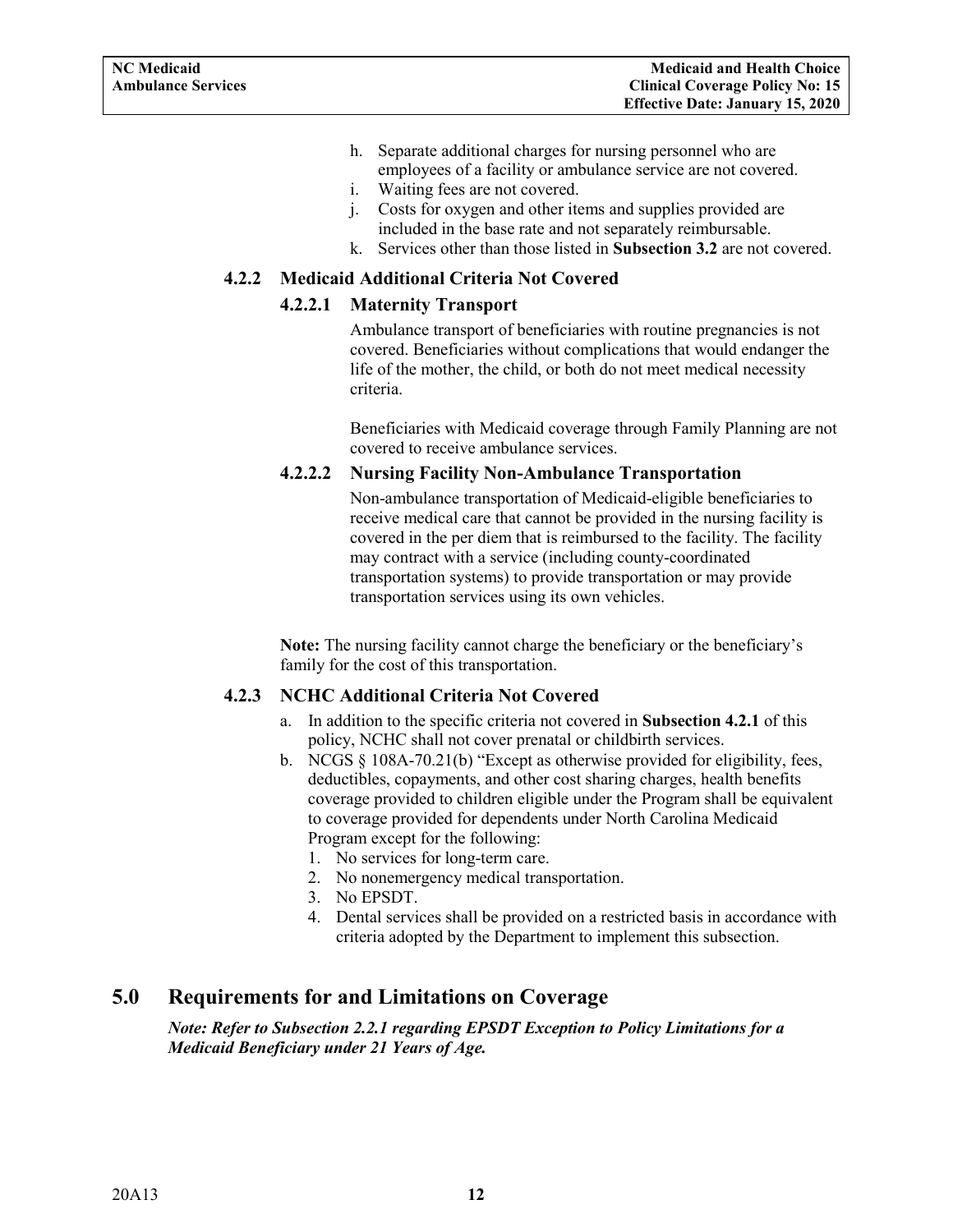h. Separate additional charges for nursing personnel who are employees of a facility or ambulance service are not covered.
i. Waiting fees are not covered.
j. Costs for oxygen and other items and supplies provided are included in the base rate and not separately reimbursable.
k. Services other than those listed in **Subsection 3.2** are not covered.

### 4.2.2 Medicaid Additional Criteria Not Covered

#### 4.2.2.1 Maternity Transport

Ambulance transport of beneficiaries with routine pregnancies is not covered. Beneficiaries without complications that would endanger the life of the mother, the child, or both do not meet medical necessity criteria.

Beneficiaries with Medicaid coverage through Family Planning are not covered to receive ambulance services.

#### 4.2.2.2 Nursing Facility Non-Ambulance Transportation

Non-ambulance transportation of Medicaid-eligible beneficiaries to receive medical care that cannot be provided in the nursing facility is covered in the per diem that is reimbursed to the facility. The facility may contract with a service (including county-coordinated transportation systems) to provide transportation or may provide transportation services using its own vehicles.

**Note:** The nursing facility cannot charge the beneficiary or the beneficiary's family for the cost of this transportation.

### 4.2.3 NCHC Additional Criteria Not Covered

a. In addition to the specific criteria not covered in **Subsection 4.2.1** of this policy, NCHC shall not cover prenatal or childbirth services.
b. NCGS § 108A-70.21(b) "Except as otherwise provided for eligibility, fees, deductibles, copayments, and other cost sharing charges, health benefits coverage provided to children eligible under the Program shall be equivalent to coverage provided for dependents under North Carolina Medicaid Program except for the following:
   1. No services for long-term care.
   2. No nonemergency medical transportation.
   3. No EPSDT.
   4. Dental services shall be provided on a restricted basis in accordance with criteria adopted by the Department to implement this subsection.

## 5.0 Requirements for and Limitations on Coverage

***Note: Refer to Subsection 2.2.1 regarding EPSDT Exception to Policy Limitations for a Medicaid Beneficiary under 21 Years of Age.***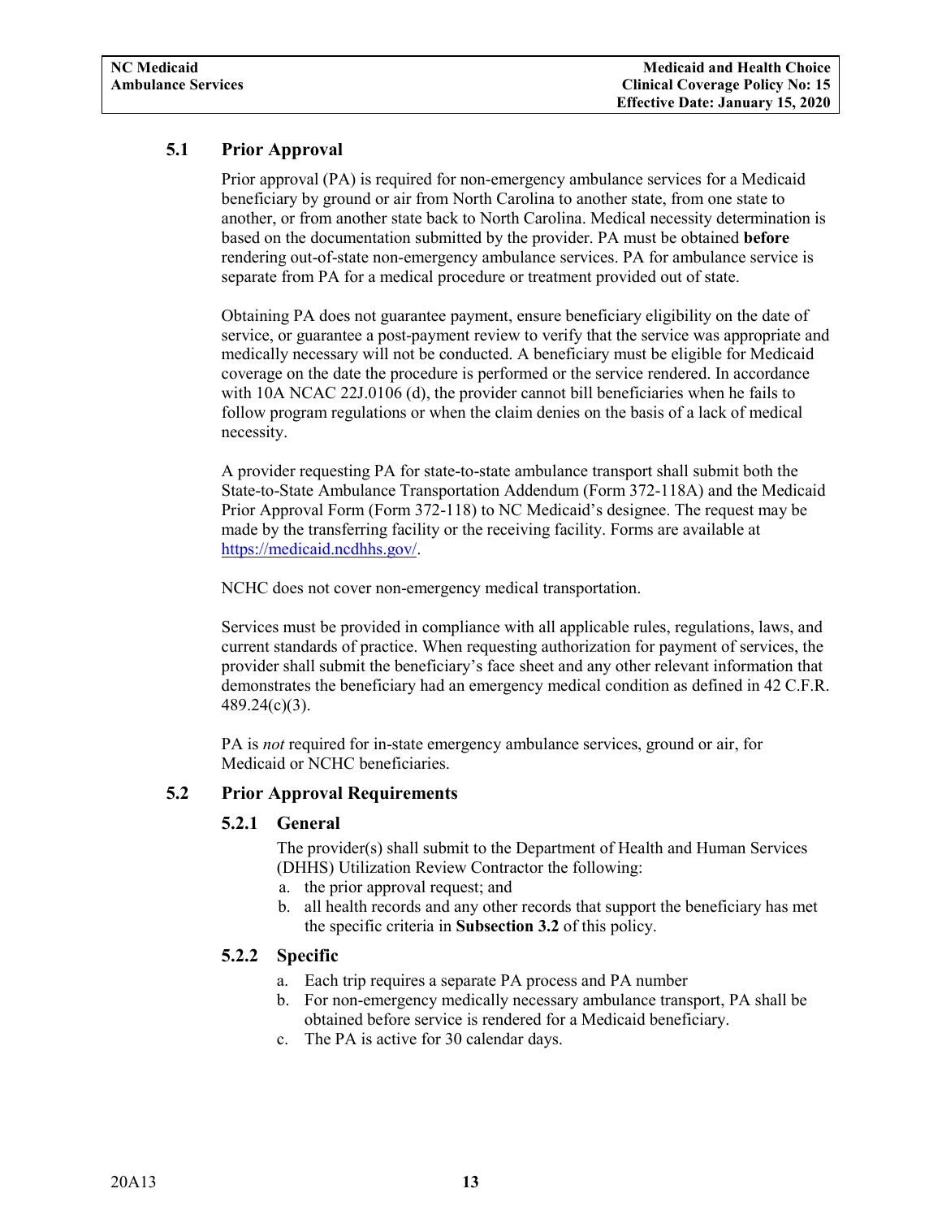## 5.1 Prior Approval

Prior approval (PA) is required for non-emergency ambulance services for a Medicaid beneficiary by ground or air from North Carolina to another state, from one state to another, or from another state back to North Carolina. Medical necessity determination is based on the documentation submitted by the provider. PA must be obtained **before** rendering out-of-state non-emergency ambulance services. PA for ambulance service is separate from PA for a medical procedure or treatment provided out of state.

Obtaining PA does not guarantee payment, ensure beneficiary eligibility on the date of service, or guarantee a post-payment review to verify that the service was appropriate and medically necessary will not be conducted. A beneficiary must be eligible for Medicaid coverage on the date the procedure is performed or the service rendered. In accordance with 10A NCAC 22J.0106 (d), the provider cannot bill beneficiaries when he fails to follow program regulations or when the claim denies on the basis of a lack of medical necessity.

A provider requesting PA for state-to-state ambulance transport shall submit both the State-to-State Ambulance Transportation Addendum (Form 372-118A) and the Medicaid Prior Approval Form (Form 372-118) to NC Medicaid's designee. The request may be made by the transferring facility or the receiving facility. Forms are available at [https://medicaid.ncdhhs.gov/](https://medicaid.ncdhhs.gov/).

NCHC does not cover non-emergency medical transportation.

Services must be provided in compliance with all applicable rules, regulations, laws, and current standards of practice. When requesting authorization for payment of services, the provider shall submit the beneficiary's face sheet and any other relevant information that demonstrates the beneficiary had an emergency medical condition as defined in 42 C.F.R. 489.24(c)(3).

PA is *not* required for in-state emergency ambulance services, ground or air, for Medicaid or NCHC beneficiaries.

## 5.2 Prior Approval Requirements

### 5.2.1 General

The provider(s) shall submit to the Department of Health and Human Services (DHHS) Utilization Review Contractor the following:

a. the prior approval request; and
b. all health records and any other records that support the beneficiary has met the specific criteria in **Subsection 3.2** of this policy.

### 5.2.2 Specific

a. Each trip requires a separate PA process and PA number
b. For non-emergency medically necessary ambulance transport, PA shall be obtained before service is rendered for a Medicaid beneficiary.
c. The PA is active for 30 calendar days.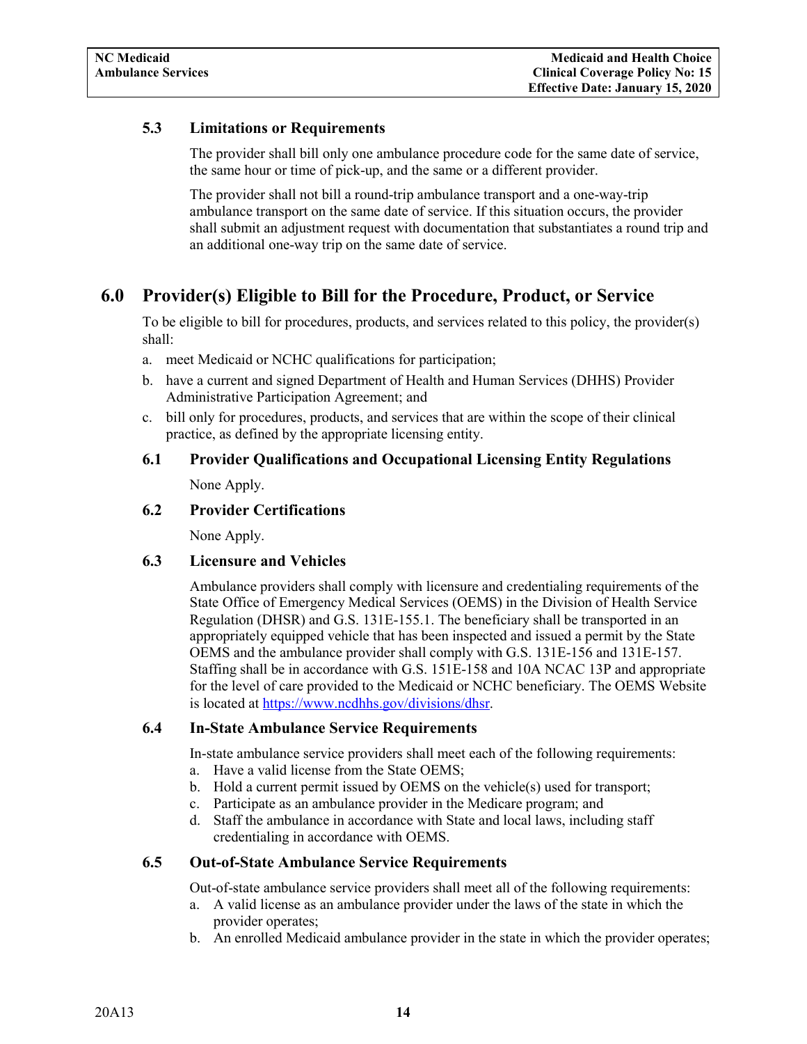### 5.3 Limitations or Requirements

The provider shall bill only one ambulance procedure code for the same date of service, the same hour or time of pick-up, and the same or a different provider.

The provider shall not bill a round-trip ambulance transport and a one-way-trip ambulance transport on the same date of service. If this situation occurs, the provider shall submit an adjustment request with documentation that substantiates a round trip and an additional one-way trip on the same date of service.

## 6.0 Provider(s) Eligible to Bill for the Procedure, Product, or Service

To be eligible to bill for procedures, products, and services related to this policy, the provider(s) shall:

a. meet Medicaid or NCHC qualifications for participation;
b. have a current and signed Department of Health and Human Services (DHHS) Provider Administrative Participation Agreement; and
c. bill only for procedures, products, and services that are within the scope of their clinical practice, as defined by the appropriate licensing entity.

### 6.1 Provider Qualifications and Occupational Licensing Entity Regulations

None Apply.

### 6.2 Provider Certifications

None Apply.

### 6.3 Licensure and Vehicles

Ambulance providers shall comply with licensure and credentialing requirements of the State Office of Emergency Medical Services (OEMS) in the Division of Health Service Regulation (DHSR) and G.S. 131E-155.1. The beneficiary shall be transported in an appropriately equipped vehicle that has been inspected and issued a permit by the State OEMS and the ambulance provider shall comply with G.S. 131E-156 and 131E-157. Staffing shall be in accordance with G.S. 151E-158 and 10A NCAC 13P and appropriate for the level of care provided to the Medicaid or NCHC beneficiary. The OEMS Website is located at https://www.ncdhhs.gov/divisions/dhsr.

### 6.4 In-State Ambulance Service Requirements

In-state ambulance service providers shall meet each of the following requirements:

a. Have a valid license from the State OEMS;
b. Hold a current permit issued by OEMS on the vehicle(s) used for transport;
c. Participate as an ambulance provider in the Medicare program; and
d. Staff the ambulance in accordance with State and local laws, including staff credentialing in accordance with OEMS.

### 6.5 Out-of-State Ambulance Service Requirements

Out-of-state ambulance service providers shall meet all of the following requirements:

a. A valid license as an ambulance provider under the laws of the state in which the provider operates;
b. An enrolled Medicaid ambulance provider in the state in which the provider operates;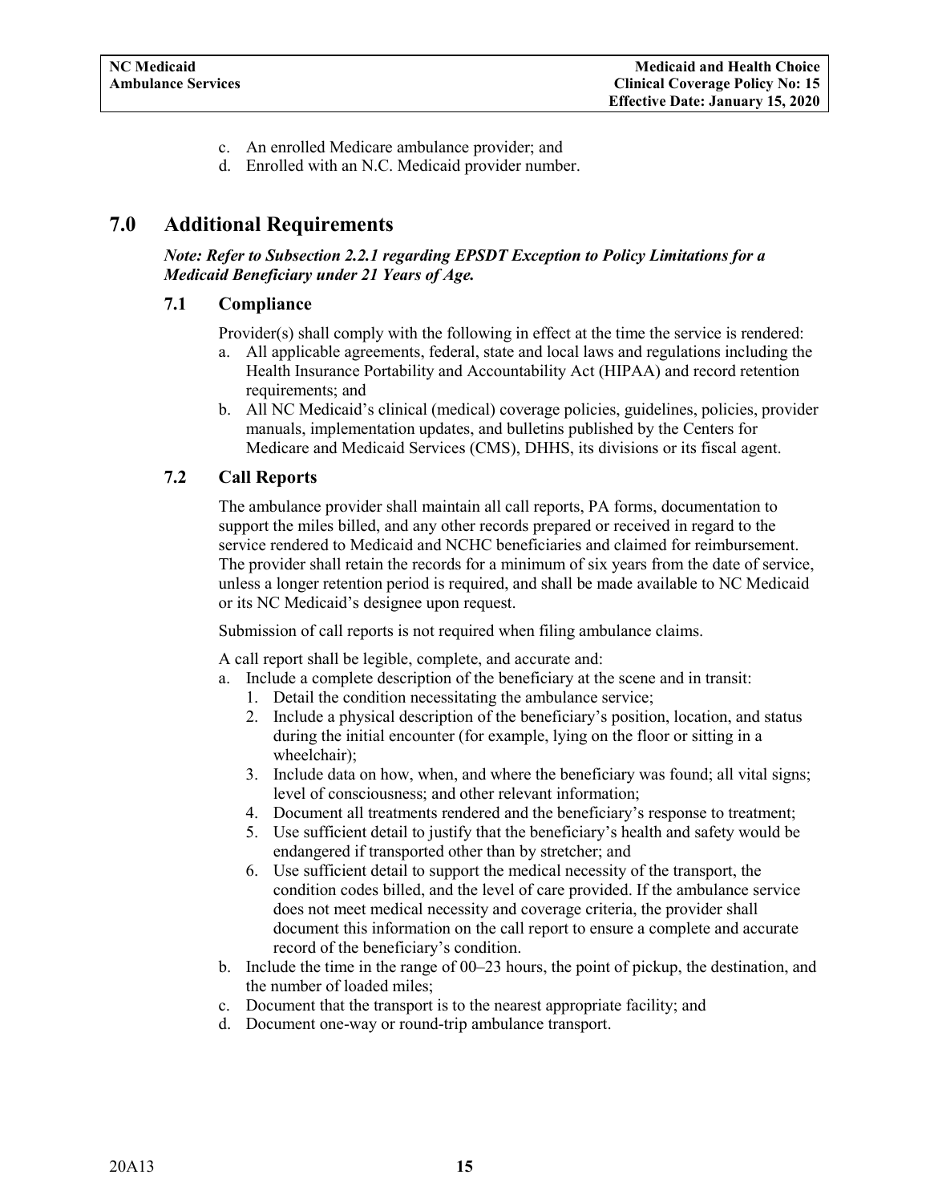c. An enrolled Medicare ambulance provider; and
d. Enrolled with an N.C. Medicaid provider number.

# 7.0 Additional Requirements

***Note: Refer to Subsection 2.2.1 regarding EPSDT Exception to Policy Limitations for a Medicaid Beneficiary under 21 Years of Age.***

## 7.1 Compliance

Provider(s) shall comply with the following in effect at the time the service is rendered:

a. All applicable agreements, federal, state and local laws and regulations including the Health Insurance Portability and Accountability Act (HIPAA) and record retention requirements; and
b. All NC Medicaid's clinical (medical) coverage policies, guidelines, policies, provider manuals, implementation updates, and bulletins published by the Centers for Medicare and Medicaid Services (CMS), DHHS, its divisions or its fiscal agent.

## 7.2 Call Reports

The ambulance provider shall maintain all call reports, PA forms, documentation to support the miles billed, and any other records prepared or received in regard to the service rendered to Medicaid and NCHC beneficiaries and claimed for reimbursement. The provider shall retain the records for a minimum of six years from the date of service, unless a longer retention period is required, and shall be made available to NC Medicaid or its NC Medicaid's designee upon request.

Submission of call reports is not required when filing ambulance claims.

A call report shall be legible, complete, and accurate and:

a. Include a complete description of the beneficiary at the scene and in transit:
   1. Detail the condition necessitating the ambulance service;
   2. Include a physical description of the beneficiary's position, location, and status during the initial encounter (for example, lying on the floor or sitting in a wheelchair);
   3. Include data on how, when, and where the beneficiary was found; all vital signs; level of consciousness; and other relevant information;
   4. Document all treatments rendered and the beneficiary's response to treatment;
   5. Use sufficient detail to justify that the beneficiary's health and safety would be endangered if transported other than by stretcher; and
   6. Use sufficient detail to support the medical necessity of the transport, the condition codes billed, and the level of care provided. If the ambulance service does not meet medical necessity and coverage criteria, the provider shall document this information on the call report to ensure a complete and accurate record of the beneficiary's condition.
b. Include the time in the range of 00–23 hours, the point of pickup, the destination, and the number of loaded miles;
c. Document that the transport is to the nearest appropriate facility; and
d. Document one-way or round-trip ambulance transport.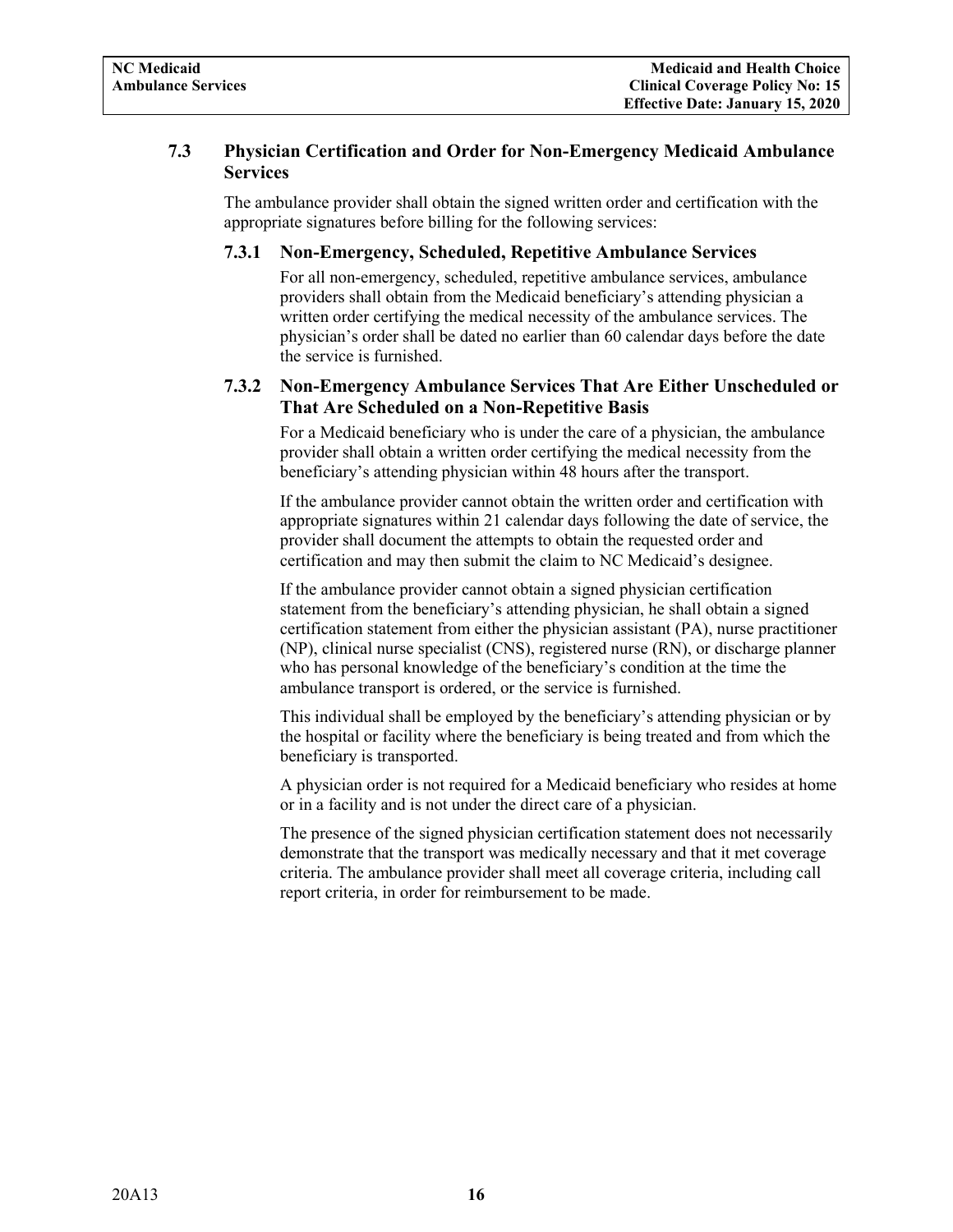### 7.3 Physician Certification and Order for Non-Emergency Medicaid Ambulance Services

The ambulance provider shall obtain the signed written order and certification with the appropriate signatures before billing for the following services:

#### 7.3.1 Non-Emergency, Scheduled, Repetitive Ambulance Services

For all non-emergency, scheduled, repetitive ambulance services, ambulance providers shall obtain from the Medicaid beneficiary's attending physician a written order certifying the medical necessity of the ambulance services. The physician's order shall be dated no earlier than 60 calendar days before the date the service is furnished.

#### 7.3.2 Non-Emergency Ambulance Services That Are Either Unscheduled or That Are Scheduled on a Non-Repetitive Basis

For a Medicaid beneficiary who is under the care of a physician, the ambulance provider shall obtain a written order certifying the medical necessity from the beneficiary's attending physician within 48 hours after the transport.

If the ambulance provider cannot obtain the written order and certification with appropriate signatures within 21 calendar days following the date of service, the provider shall document the attempts to obtain the requested order and certification and may then submit the claim to NC Medicaid's designee.

If the ambulance provider cannot obtain a signed physician certification statement from the beneficiary's attending physician, he shall obtain a signed certification statement from either the physician assistant (PA), nurse practitioner (NP), clinical nurse specialist (CNS), registered nurse (RN), or discharge planner who has personal knowledge of the beneficiary's condition at the time the ambulance transport is ordered, or the service is furnished.

This individual shall be employed by the beneficiary's attending physician or by the hospital or facility where the beneficiary is being treated and from which the beneficiary is transported.

A physician order is not required for a Medicaid beneficiary who resides at home or in a facility and is not under the direct care of a physician.

The presence of the signed physician certification statement does not necessarily demonstrate that the transport was medically necessary and that it met coverage criteria. The ambulance provider shall meet all coverage criteria, including call report criteria, in order for reimbursement to be made.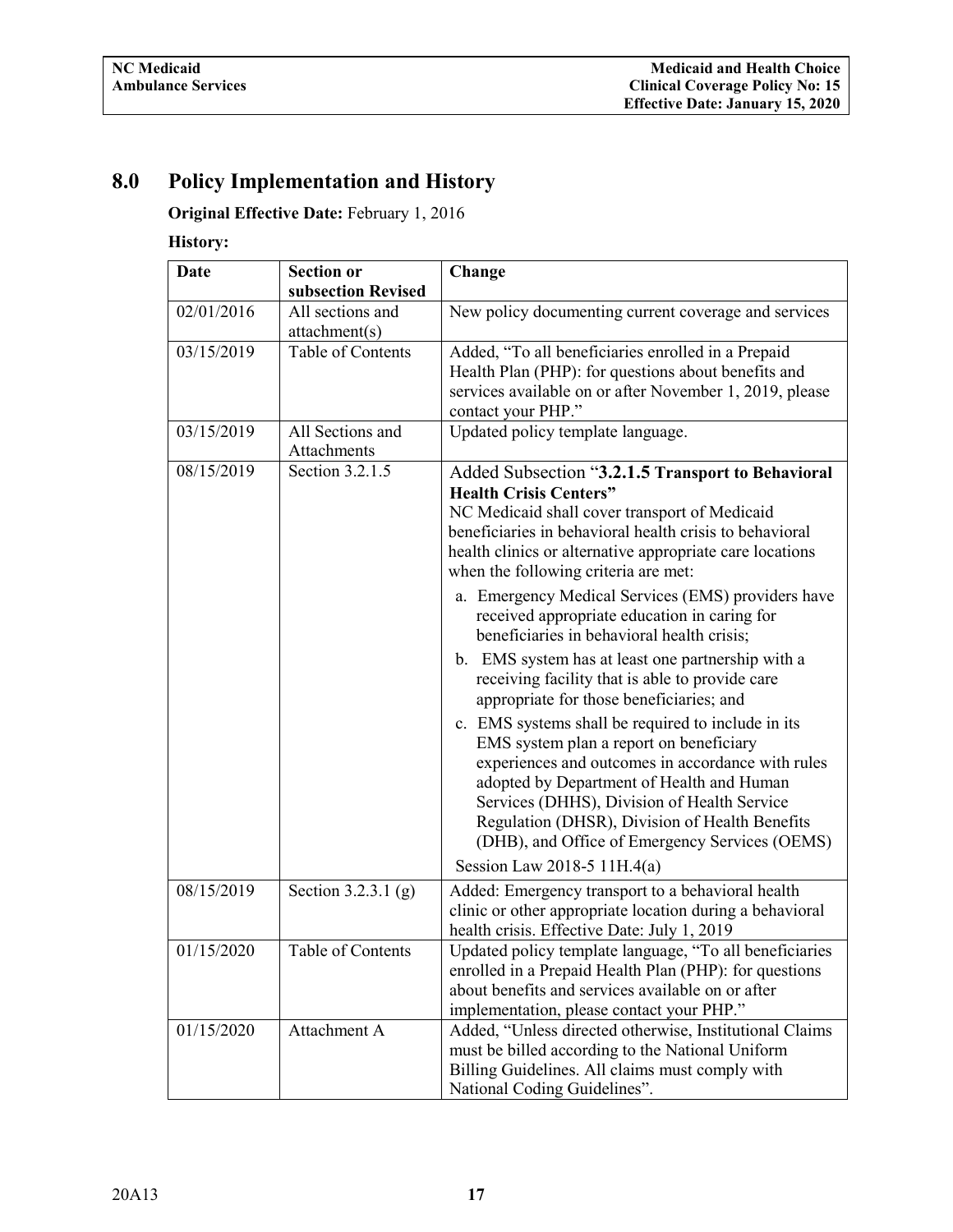## 8.0 Policy Implementation and History

**Original Effective Date:** February 1, 2016

**History:**

| Date | Section or subsection Revised | Change |
|---|---|---|
| 02/01/2016 | All sections and attachment(s) | New policy documenting current coverage and services |
| 03/15/2019 | Table of Contents | Added, "To all beneficiaries enrolled in a Prepaid Health Plan (PHP): for questions about benefits and services available on or after November 1, 2019, please contact your PHP." |
| 03/15/2019 | All Sections and Attachments | Updated policy template language. |
| 08/15/2019 | Section 3.2.1.5 | Added Subsection "**3.2.1.5 Transport to Behavioral Health Crisis Centers"**<br>NC Medicaid shall cover transport of Medicaid beneficiaries in behavioral health crisis to behavioral health clinics or alternative appropriate care locations when the following criteria are met:<br>a. Emergency Medical Services (EMS) providers have received appropriate education in caring for beneficiaries in behavioral health crisis;<br>b. EMS system has at least one partnership with a receiving facility that is able to provide care appropriate for those beneficiaries; and<br>c. EMS systems shall be required to include in its EMS system plan a report on beneficiary experiences and outcomes in accordance with rules adopted by Department of Health and Human Services (DHHS), Division of Health Service Regulation (DHSR), Division of Health Benefits (DHB), and Office of Emergency Services (OEMS)<br>Session Law 2018-5 11H.4(a) |
| 08/15/2019 | Section 3.2.3.1 (g) | Added: Emergency transport to a behavioral health clinic or other appropriate location during a behavioral health crisis. Effective Date: July 1, 2019 |
| 01/15/2020 | Table of Contents | Updated policy template language, "To all beneficiaries enrolled in a Prepaid Health Plan (PHP): for questions about benefits and services available on or after implementation, please contact your PHP." |
| 01/15/2020 | Attachment A | Added, "Unless directed otherwise, Institutional Claims must be billed according to the National Uniform Billing Guidelines. All claims must comply with National Coding Guidelines". |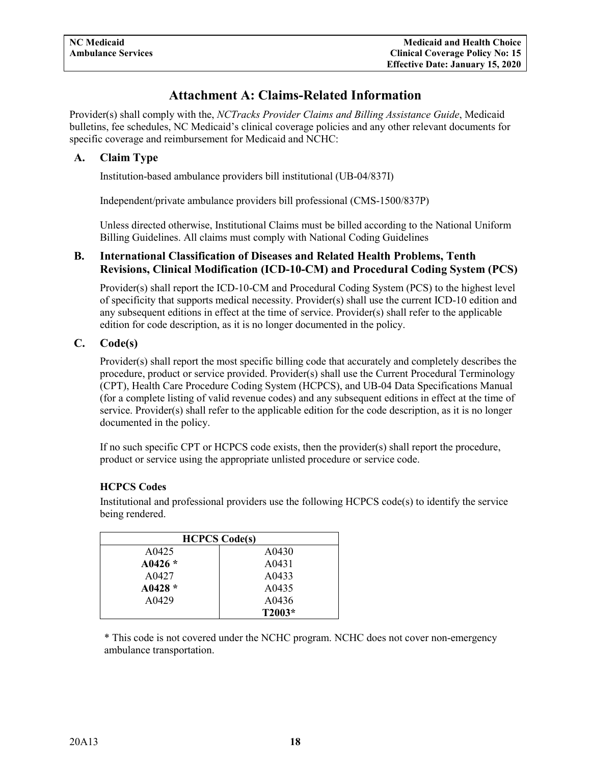# Attachment A: Claims-Related Information

Provider(s) shall comply with the, *NCTracks Provider Claims and Billing Assistance Guide*, Medicaid bulletins, fee schedules, NC Medicaid's clinical coverage policies and any other relevant documents for specific coverage and reimbursement for Medicaid and NCHC:

## A. Claim Type

Institution-based ambulance providers bill institutional (UB-04/837I)

Independent/private ambulance providers bill professional (CMS-1500/837P)

Unless directed otherwise, Institutional Claims must be billed according to the National Uniform Billing Guidelines. All claims must comply with National Coding Guidelines

## B. International Classification of Diseases and Related Health Problems, Tenth Revisions, Clinical Modification (ICD-10-CM) and Procedural Coding System (PCS)

Provider(s) shall report the ICD-10-CM and Procedural Coding System (PCS) to the highest level of specificity that supports medical necessity. Provider(s) shall use the current ICD-10 edition and any subsequent editions in effect at the time of service. Provider(s) shall refer to the applicable edition for code description, as it is no longer documented in the policy.

## C. Code(s)

Provider(s) shall report the most specific billing code that accurately and completely describes the procedure, product or service provided. Provider(s) shall use the Current Procedural Terminology (CPT), Health Care Procedure Coding System (HCPCS), and UB-04 Data Specifications Manual (for a complete listing of valid revenue codes) and any subsequent editions in effect at the time of service. Provider(s) shall refer to the applicable edition for the code description, as it is no longer documented in the policy.

If no such specific CPT or HCPCS code exists, then the provider(s) shall report the procedure, product or service using the appropriate unlisted procedure or service code.

### HCPCS Codes

Institutional and professional providers use the following HCPCS code(s) to identify the service being rendered.

| HCPCS Code(s) | |
|---|---|
| A0425 | A0430 |
| **A0426 *** | A0431 |
| A0427 | A0433 |
| **A0428 *** | A0435 |
| A0429 | A0436 |
| | **T2003*** |

* This code is not covered under the NCHC program. NCHC does not cover non-emergency ambulance transportation.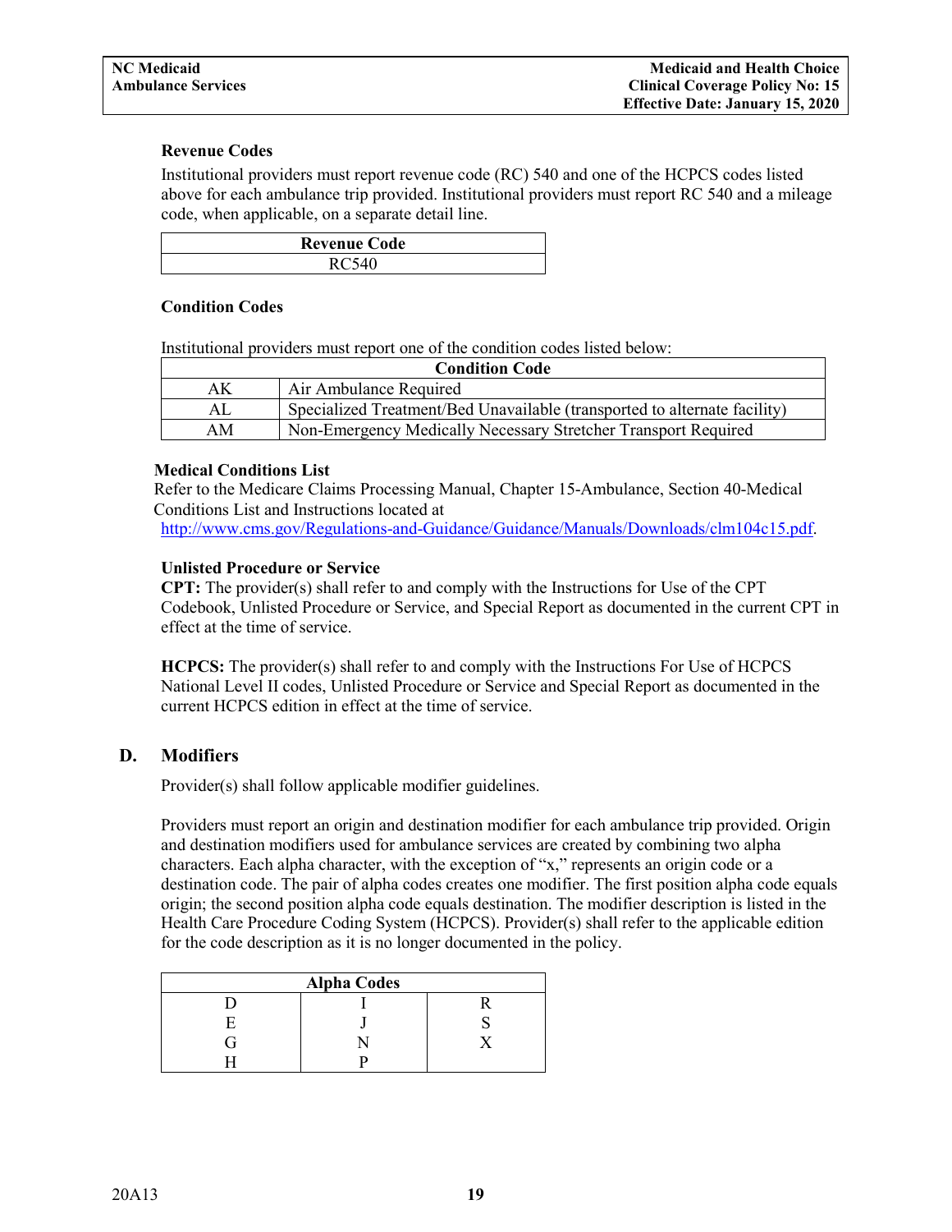**Revenue Codes**

Institutional providers must report revenue code (RC) 540 and one of the HCPCS codes listed above for each ambulance trip provided. Institutional providers must report RC 540 and a mileage code, when applicable, on a separate detail line.

| Revenue Code |
|---|
| RC540 |

**Condition Codes**

Institutional providers must report one of the condition codes listed below:

| Condition Code | |
|---|---|
| AK | Air Ambulance Required |
| AL | Specialized Treatment/Bed Unavailable (transported to alternate facility) |
| AM | Non-Emergency Medically Necessary Stretcher Transport Required |

**Medical Conditions List**

Refer to the Medicare Claims Processing Manual, Chapter 15-Ambulance, Section 40-Medical Conditions List and Instructions located at http://www.cms.gov/Regulations-and-Guidance/Guidance/Manuals/Downloads/clm104c15.pdf.

**Unlisted Procedure or Service**

**CPT:** The provider(s) shall refer to and comply with the Instructions for Use of the CPT Codebook, Unlisted Procedure or Service, and Special Report as documented in the current CPT in effect at the time of service.

**HCPCS:** The provider(s) shall refer to and comply with the Instructions For Use of HCPCS National Level II codes, Unlisted Procedure or Service and Special Report as documented in the current HCPCS edition in effect at the time of service.

## D. Modifiers

Provider(s) shall follow applicable modifier guidelines.

Providers must report an origin and destination modifier for each ambulance trip provided. Origin and destination modifiers used for ambulance services are created by combining two alpha characters. Each alpha character, with the exception of "x," represents an origin code or a destination code. The pair of alpha codes creates one modifier. The first position alpha code equals origin; the second position alpha code equals destination. The modifier description is listed in the Health Care Procedure Coding System (HCPCS). Provider(s) shall refer to the applicable edition for the code description as it is no longer documented in the policy.

| Alpha Codes | | |
|---|---|---|
| D | I | R |
| E | J | S |
| G | N | X |
| H | P | |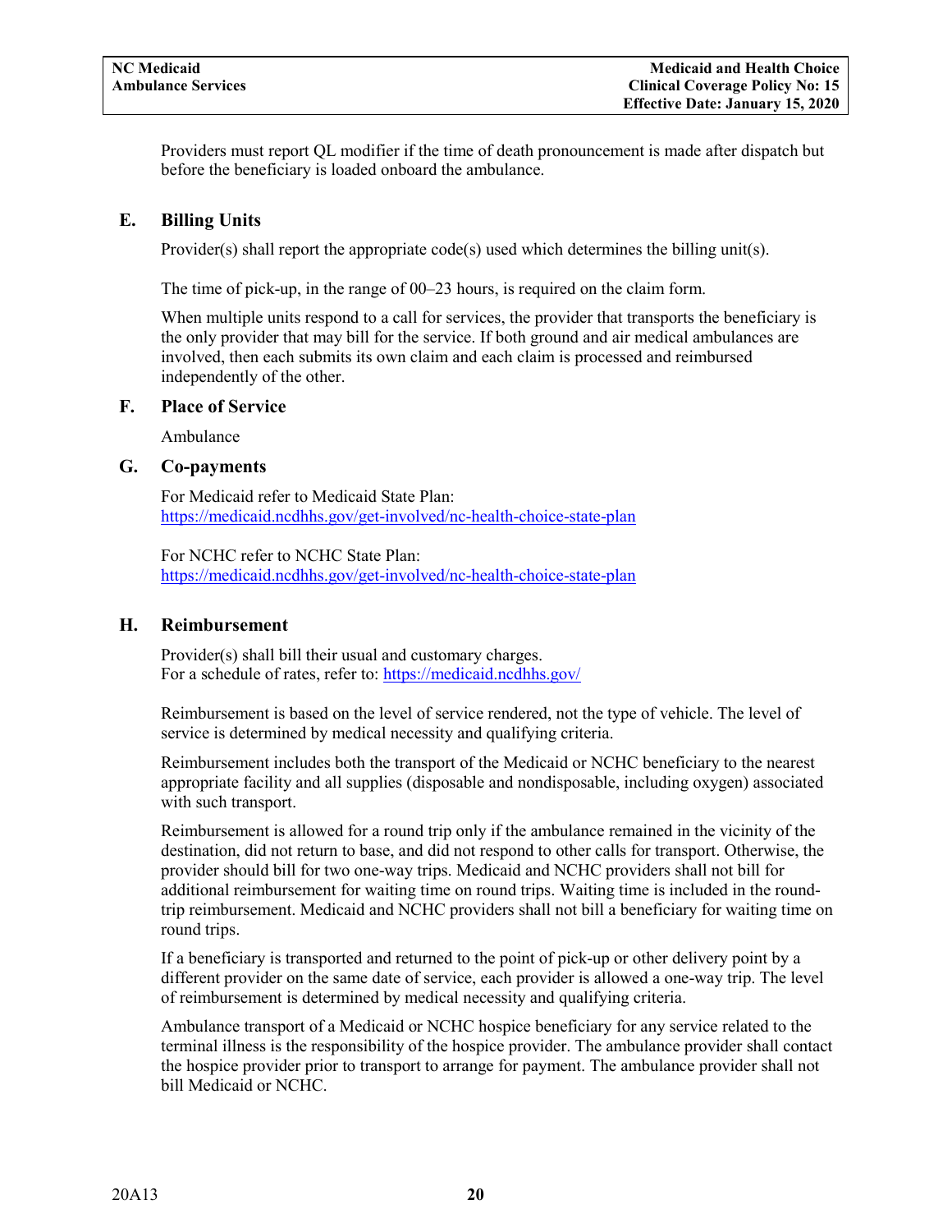Providers must report QL modifier if the time of death pronouncement is made after dispatch but before the beneficiary is loaded onboard the ambulance.

### E. Billing Units

Provider(s) shall report the appropriate code(s) used which determines the billing unit(s).

The time of pick-up, in the range of 00–23 hours, is required on the claim form.

When multiple units respond to a call for services, the provider that transports the beneficiary is the only provider that may bill for the service. If both ground and air medical ambulances are involved, then each submits its own claim and each claim is processed and reimbursed independently of the other.

### F. Place of Service

Ambulance

### G. Co-payments

For Medicaid refer to Medicaid State Plan:
https://medicaid.ncdhhs.gov/get-involved/nc-health-choice-state-plan

For NCHC refer to NCHC State Plan:
https://medicaid.ncdhhs.gov/get-involved/nc-health-choice-state-plan

### H. Reimbursement

Provider(s) shall bill their usual and customary charges.
For a schedule of rates, refer to: https://medicaid.ncdhhs.gov/

Reimbursement is based on the level of service rendered, not the type of vehicle. The level of service is determined by medical necessity and qualifying criteria.

Reimbursement includes both the transport of the Medicaid or NCHC beneficiary to the nearest appropriate facility and all supplies (disposable and nondisposable, including oxygen) associated with such transport.

Reimbursement is allowed for a round trip only if the ambulance remained in the vicinity of the destination, did not return to base, and did not respond to other calls for transport. Otherwise, the provider should bill for two one-way trips. Medicaid and NCHC providers shall not bill for additional reimbursement for waiting time on round trips. Waiting time is included in the round-trip reimbursement. Medicaid and NCHC providers shall not bill a beneficiary for waiting time on round trips.

If a beneficiary is transported and returned to the point of pick-up or other delivery point by a different provider on the same date of service, each provider is allowed a one-way trip. The level of reimbursement is determined by medical necessity and qualifying criteria.

Ambulance transport of a Medicaid or NCHC hospice beneficiary for any service related to the terminal illness is the responsibility of the hospice provider. The ambulance provider shall contact the hospice provider prior to transport to arrange for payment. The ambulance provider shall not bill Medicaid or NCHC.